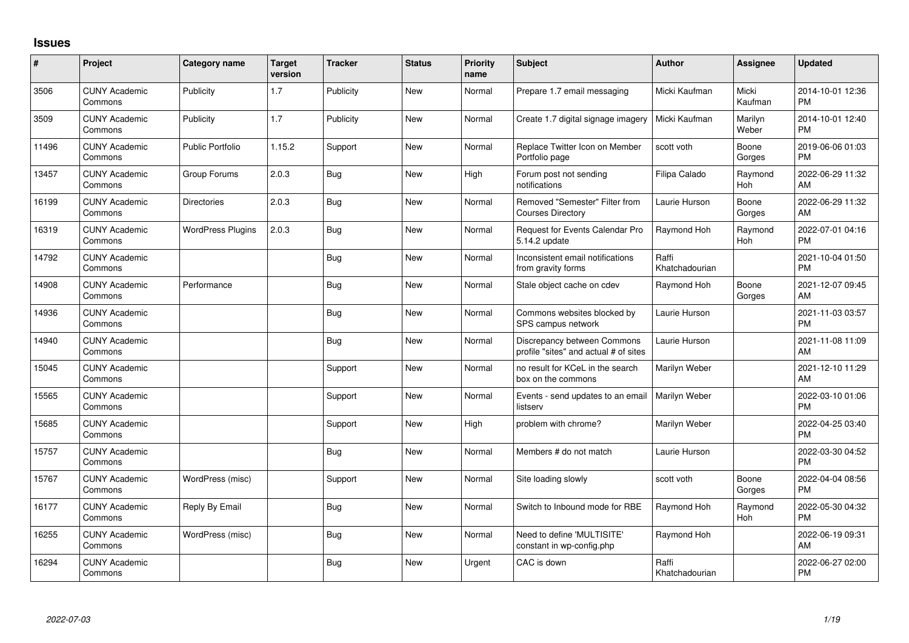# Issues

| # | Project | Category name | Target version | Tracker | Status | Priority name | Subject | Author | Assignee | Updated |
|---|---|---|---|---|---|---|---|---|---|---|
| 3506 | CUNY Academic Commons | Publicity | 1.7 | Publicity | New | Normal | Prepare 1.7 email messaging | Micki Kaufman | Micki Kaufman | 2014-10-01 12:36 PM |
| 3509 | CUNY Academic Commons | Publicity | 1.7 | Publicity | New | Normal | Create 1.7 digital signage imagery | Micki Kaufman | Marilyn Weber | 2014-10-01 12:40 PM |
| 11496 | CUNY Academic Commons | Public Portfolio | 1.15.2 | Support | New | Normal | Replace Twitter Icon on Member Portfolio page | scott voth | Boone Gorges | 2019-06-06 01:03 PM |
| 13457 | CUNY Academic Commons | Group Forums | 2.0.3 | Bug | New | High | Forum post not sending notifications | Filipa Calado | Raymond Hoh | 2022-06-29 11:32 AM |
| 16199 | CUNY Academic Commons | Directories | 2.0.3 | Bug | New | Normal | Removed "Semester" Filter from Courses Directory | Laurie Hurson | Boone Gorges | 2022-06-29 11:32 AM |
| 16319 | CUNY Academic Commons | WordPress Plugins | 2.0.3 | Bug | New | Normal | Request for Events Calendar Pro 5.14.2 update | Raymond Hoh | Raymond Hoh | 2022-07-01 04:16 PM |
| 14792 | CUNY Academic Commons | | | Bug | New | Normal | Inconsistent email notifications from gravity forms | Raffi Khatchadourian | | 2021-10-04 01:50 PM |
| 14908 | CUNY Academic Commons | Performance | | Bug | New | Normal | Stale object cache on cdev | Raymond Hoh | Boone Gorges | 2021-12-07 09:45 AM |
| 14936 | CUNY Academic Commons | | | Bug | New | Normal | Commons websites blocked by SPS campus network | Laurie Hurson | | 2021-11-03 03:57 PM |
| 14940 | CUNY Academic Commons | | | Bug | New | Normal | Discrepancy between Commons profile "sites" and actual # of sites | Laurie Hurson | | 2021-11-08 11:09 AM |
| 15045 | CUNY Academic Commons | | | Support | New | Normal | no result for KCeL in the search box on the commons | Marilyn Weber | | 2021-12-10 11:29 AM |
| 15565 | CUNY Academic Commons | | | Support | New | Normal | Events - send updates to an email listserv | Marilyn Weber | | 2022-03-10 01:06 PM |
| 15685 | CUNY Academic Commons | | | Support | New | High | problem with chrome? | Marilyn Weber | | 2022-04-25 03:40 PM |
| 15757 | CUNY Academic Commons | | | Bug | New | Normal | Members # do not match | Laurie Hurson | | 2022-03-30 04:52 PM |
| 15767 | CUNY Academic Commons | WordPress (misc) | | Support | New | Normal | Site loading slowly | scott voth | Boone Gorges | 2022-04-04 08:56 PM |
| 16177 | CUNY Academic Commons | Reply By Email | | Bug | New | Normal | Switch to Inbound mode for RBE | Raymond Hoh | Raymond Hoh | 2022-05-30 04:32 PM |
| 16255 | CUNY Academic Commons | WordPress (misc) | | Bug | New | Normal | Need to define 'MULTISITE' constant in wp-config.php | Raymond Hoh | | 2022-06-19 09:31 AM |
| 16294 | CUNY Academic Commons | | | Bug | New | Urgent | CAC is down | Raffi Khatchadourian | | 2022-06-27 02:00 PM |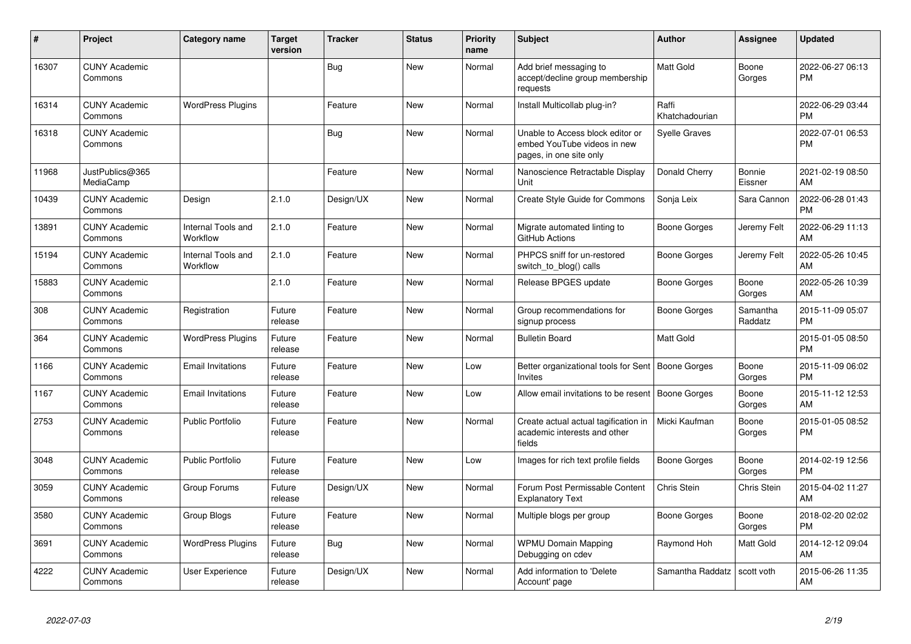| # | Project | Category name | Target version | Tracker | Status | Priority name | Subject | Author | Assignee | Updated |
|---|---|---|---|---|---|---|---|---|---|---|
| 16307 | CUNY Academic Commons | | | Bug | New | Normal | Add brief messaging to accept/decline group membership requests | Matt Gold | Boone Gorges | 2022-06-27 06:13 PM |
| 16314 | CUNY Academic Commons | WordPress Plugins | | Feature | New | Normal | Install Multicollab plug-in? | Raffi Khatchadourian | | 2022-06-29 03:44 PM |
| 16318 | CUNY Academic Commons | | | Bug | New | Normal | Unable to Access block editor or embed YouTube videos in new pages, in one site only | Syelle Graves | | 2022-07-01 06:53 PM |
| 11968 | JustPublics@365 MediaCamp | | | Feature | New | Normal | Nanoscience Retractable Display Unit | Donald Cherry | Bonnie Eissner | 2021-02-19 08:50 AM |
| 10439 | CUNY Academic Commons | Design | 2.1.0 | Design/UX | New | Normal | Create Style Guide for Commons | Sonja Leix | Sara Cannon | 2022-06-28 01:43 PM |
| 13891 | CUNY Academic Commons | Internal Tools and Workflow | 2.1.0 | Feature | New | Normal | Migrate automated linting to GitHub Actions | Boone Gorges | Jeremy Felt | 2022-06-29 11:13 AM |
| 15194 | CUNY Academic Commons | Internal Tools and Workflow | 2.1.0 | Feature | New | Normal | PHPCS sniff for un-restored switch_to_blog() calls | Boone Gorges | Jeremy Felt | 2022-05-26 10:45 AM |
| 15883 | CUNY Academic Commons | | 2.1.0 | Feature | New | Normal | Release BPGES update | Boone Gorges | Boone Gorges | 2022-05-26 10:39 AM |
| 308 | CUNY Academic Commons | Registration | Future release | Feature | New | Normal | Group recommendations for signup process | Boone Gorges | Samantha Raddatz | 2015-11-09 05:07 PM |
| 364 | CUNY Academic Commons | WordPress Plugins | Future release | Feature | New | Normal | Bulletin Board | Matt Gold | | 2015-01-05 08:50 PM |
| 1166 | CUNY Academic Commons | Email Invitations | Future release | Feature | New | Low | Better organizational tools for Sent Invites | Boone Gorges | Boone Gorges | 2015-11-09 06:02 PM |
| 1167 | CUNY Academic Commons | Email Invitations | Future release | Feature | New | Low | Allow email invitations to be resent | Boone Gorges | Boone Gorges | 2015-11-12 12:53 AM |
| 2753 | CUNY Academic Commons | Public Portfolio | Future release | Feature | New | Normal | Create actual actual tagification in academic interests and other fields | Micki Kaufman | Boone Gorges | 2015-01-05 08:52 PM |
| 3048 | CUNY Academic Commons | Public Portfolio | Future release | Feature | New | Low | Images for rich text profile fields | Boone Gorges | Boone Gorges | 2014-02-19 12:56 PM |
| 3059 | CUNY Academic Commons | Group Forums | Future release | Design/UX | New | Normal | Forum Post Permissable Content Explanatory Text | Chris Stein | Chris Stein | 2015-04-02 11:27 AM |
| 3580 | CUNY Academic Commons | Group Blogs | Future release | Feature | New | Normal | Multiple blogs per group | Boone Gorges | Boone Gorges | 2018-02-20 02:02 PM |
| 3691 | CUNY Academic Commons | WordPress Plugins | Future release | Bug | New | Normal | WPMU Domain Mapping Debugging on cdev | Raymond Hoh | Matt Gold | 2014-12-12 09:04 AM |
| 4222 | CUNY Academic Commons | User Experience | Future release | Design/UX | New | Normal | Add information to 'Delete Account' page | Samantha Raddatz | scott voth | 2015-06-26 11:35 AM |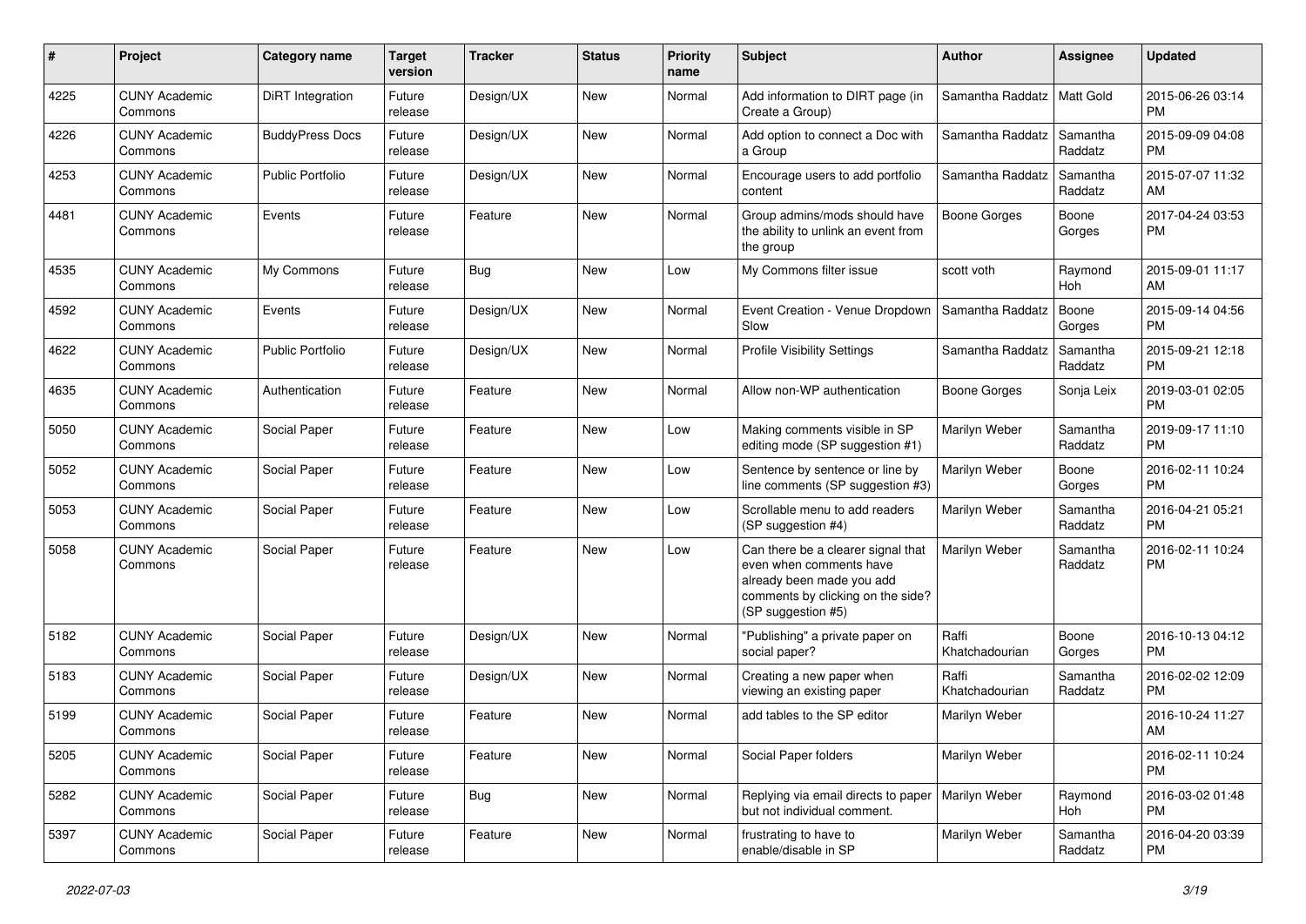| # | Project | Category name | Target version | Tracker | Status | Priority name | Subject | Author | Assignee | Updated |
|---|---|---|---|---|---|---|---|---|---|---|
| 4225 | CUNY Academic Commons | DiRT Integration | Future release | Design/UX | New | Normal | Add information to DIRT page (in Create a Group) | Samantha Raddatz | Matt Gold | 2015-06-26 03:14 PM |
| 4226 | CUNY Academic Commons | BuddyPress Docs | Future release | Design/UX | New | Normal | Add option to connect a Doc with a Group | Samantha Raddatz | Samantha Raddatz | 2015-09-09 04:08 PM |
| 4253 | CUNY Academic Commons | Public Portfolio | Future release | Design/UX | New | Normal | Encourage users to add portfolio content | Samantha Raddatz | Samantha Raddatz | 2015-07-07 11:32 AM |
| 4481 | CUNY Academic Commons | Events | Future release | Feature | New | Normal | Group admins/mods should have the ability to unlink an event from the group | Boone Gorges | Boone Gorges | 2017-04-24 03:53 PM |
| 4535 | CUNY Academic Commons | My Commons | Future release | Bug | New | Low | My Commons filter issue | scott voth | Raymond Hoh | 2015-09-01 11:17 AM |
| 4592 | CUNY Academic Commons | Events | Future release | Design/UX | New | Normal | Event Creation - Venue Dropdown Slow | Samantha Raddatz | Boone Gorges | 2015-09-14 04:56 PM |
| 4622 | CUNY Academic Commons | Public Portfolio | Future release | Design/UX | New | Normal | Profile Visibility Settings | Samantha Raddatz | Samantha Raddatz | 2015-09-21 12:18 PM |
| 4635 | CUNY Academic Commons | Authentication | Future release | Feature | New | Normal | Allow non-WP authentication | Boone Gorges | Sonja Leix | 2019-03-01 02:05 PM |
| 5050 | CUNY Academic Commons | Social Paper | Future release | Feature | New | Low | Making comments visible in SP editing mode (SP suggestion #1) | Marilyn Weber | Samantha Raddatz | 2019-09-17 11:10 PM |
| 5052 | CUNY Academic Commons | Social Paper | Future release | Feature | New | Low | Sentence by sentence or line by line comments (SP suggestion #3) | Marilyn Weber | Boone Gorges | 2016-02-11 10:24 PM |
| 5053 | CUNY Academic Commons | Social Paper | Future release | Feature | New | Low | Scrollable menu to add readers (SP suggestion #4) | Marilyn Weber | Samantha Raddatz | 2016-04-21 05:21 PM |
| 5058 | CUNY Academic Commons | Social Paper | Future release | Feature | New | Low | Can there be a clearer signal that even when comments have already been made you add comments by clicking on the side? (SP suggestion #5) | Marilyn Weber | Samantha Raddatz | 2016-02-11 10:24 PM |
| 5182 | CUNY Academic Commons | Social Paper | Future release | Design/UX | New | Normal | "Publishing" a private paper on social paper? | Raffi Khatchadourian | Boone Gorges | 2016-10-13 04:12 PM |
| 5183 | CUNY Academic Commons | Social Paper | Future release | Design/UX | New | Normal | Creating a new paper when viewing an existing paper | Raffi Khatchadourian | Samantha Raddatz | 2016-02-02 12:09 PM |
| 5199 | CUNY Academic Commons | Social Paper | Future release | Feature | New | Normal | add tables to the SP editor | Marilyn Weber | | 2016-10-24 11:27 AM |
| 5205 | CUNY Academic Commons | Social Paper | Future release | Feature | New | Normal | Social Paper folders | Marilyn Weber | | 2016-02-11 10:24 PM |
| 5282 | CUNY Academic Commons | Social Paper | Future release | Bug | New | Normal | Replying via email directs to paper but not individual comment. | Marilyn Weber | Raymond Hoh | 2016-03-02 01:48 PM |
| 5397 | CUNY Academic Commons | Social Paper | Future release | Feature | New | Normal | frustrating to have to enable/disable in SP | Marilyn Weber | Samantha Raddatz | 2016-04-20 03:39 PM |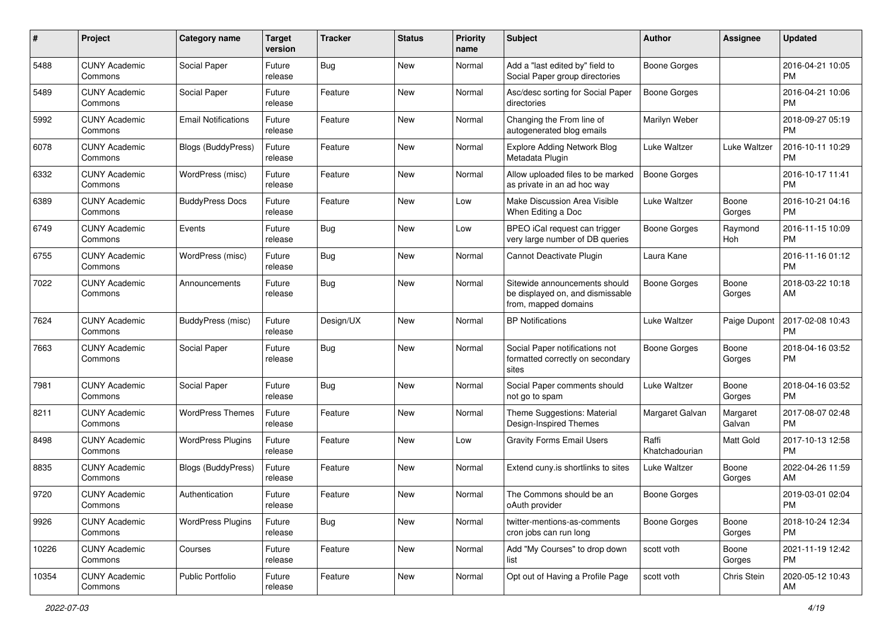| # | Project | Category name | Target version | Tracker | Status | Priority name | Subject | Author | Assignee | Updated |
|---|---|---|---|---|---|---|---|---|---|---|
| 5488 | CUNY Academic Commons | Social Paper | Future release | Bug | New | Normal | Add a "last edited by" field to Social Paper group directories | Boone Gorges | | 2016-04-21 10:05 PM |
| 5489 | CUNY Academic Commons | Social Paper | Future release | Feature | New | Normal | Asc/desc sorting for Social Paper directories | Boone Gorges | | 2016-04-21 10:06 PM |
| 5992 | CUNY Academic Commons | Email Notifications | Future release | Feature | New | Normal | Changing the From line of autogenerated blog emails | Marilyn Weber | | 2018-09-27 05:19 PM |
| 6078 | CUNY Academic Commons | Blogs (BuddyPress) | Future release | Feature | New | Normal | Explore Adding Network Blog Metadata Plugin | Luke Waltzer | Luke Waltzer | 2016-10-11 10:29 PM |
| 6332 | CUNY Academic Commons | WordPress (misc) | Future release | Feature | New | Normal | Allow uploaded files to be marked as private in an ad hoc way | Boone Gorges | | 2016-10-17 11:41 PM |
| 6389 | CUNY Academic Commons | BuddyPress Docs | Future release | Feature | New | Low | Make Discussion Area Visible When Editing a Doc | Luke Waltzer | Boone Gorges | 2016-10-21 04:16 PM |
| 6749 | CUNY Academic Commons | Events | Future release | Bug | New | Low | BPEO iCal request can trigger very large number of DB queries | Boone Gorges | Raymond Hoh | 2016-11-15 10:09 PM |
| 6755 | CUNY Academic Commons | WordPress (misc) | Future release | Bug | New | Normal | Cannot Deactivate Plugin | Laura Kane | | 2016-11-16 01:12 PM |
| 7022 | CUNY Academic Commons | Announcements | Future release | Bug | New | Normal | Sitewide announcements should be displayed on, and dismissable from, mapped domains | Boone Gorges | Boone Gorges | 2018-03-22 10:18 AM |
| 7624 | CUNY Academic Commons | BuddyPress (misc) | Future release | Design/UX | New | Normal | BP Notifications | Luke Waltzer | Paige Dupont | 2017-02-08 10:43 PM |
| 7663 | CUNY Academic Commons | Social Paper | Future release | Bug | New | Normal | Social Paper notifications not formatted correctly on secondary sites | Boone Gorges | Boone Gorges | 2018-04-16 03:52 PM |
| 7981 | CUNY Academic Commons | Social Paper | Future release | Bug | New | Normal | Social Paper comments should not go to spam | Luke Waltzer | Boone Gorges | 2018-04-16 03:52 PM |
| 8211 | CUNY Academic Commons | WordPress Themes | Future release | Feature | New | Normal | Theme Suggestions: Material Design-Inspired Themes | Margaret Galvan | Margaret Galvan | 2017-08-07 02:48 PM |
| 8498 | CUNY Academic Commons | WordPress Plugins | Future release | Feature | New | Low | Gravity Forms Email Users | Raffi Khatchadourian | Matt Gold | 2017-10-13 12:58 PM |
| 8835 | CUNY Academic Commons | Blogs (BuddyPress) | Future release | Feature | New | Normal | Extend cuny.is shortlinks to sites | Luke Waltzer | Boone Gorges | 2022-04-26 11:59 AM |
| 9720 | CUNY Academic Commons | Authentication | Future release | Feature | New | Normal | The Commons should be an oAuth provider | Boone Gorges | | 2019-03-01 02:04 PM |
| 9926 | CUNY Academic Commons | WordPress Plugins | Future release | Bug | New | Normal | twitter-mentions-as-comments cron jobs can run long | Boone Gorges | Boone Gorges | 2018-10-24 12:34 PM |
| 10226 | CUNY Academic Commons | Courses | Future release | Feature | New | Normal | Add "My Courses" to drop down list | scott voth | Boone Gorges | 2021-11-19 12:42 PM |
| 10354 | CUNY Academic Commons | Public Portfolio | Future release | Feature | New | Normal | Opt out of Having a Profile Page | scott voth | Chris Stein | 2020-05-12 10:43 AM |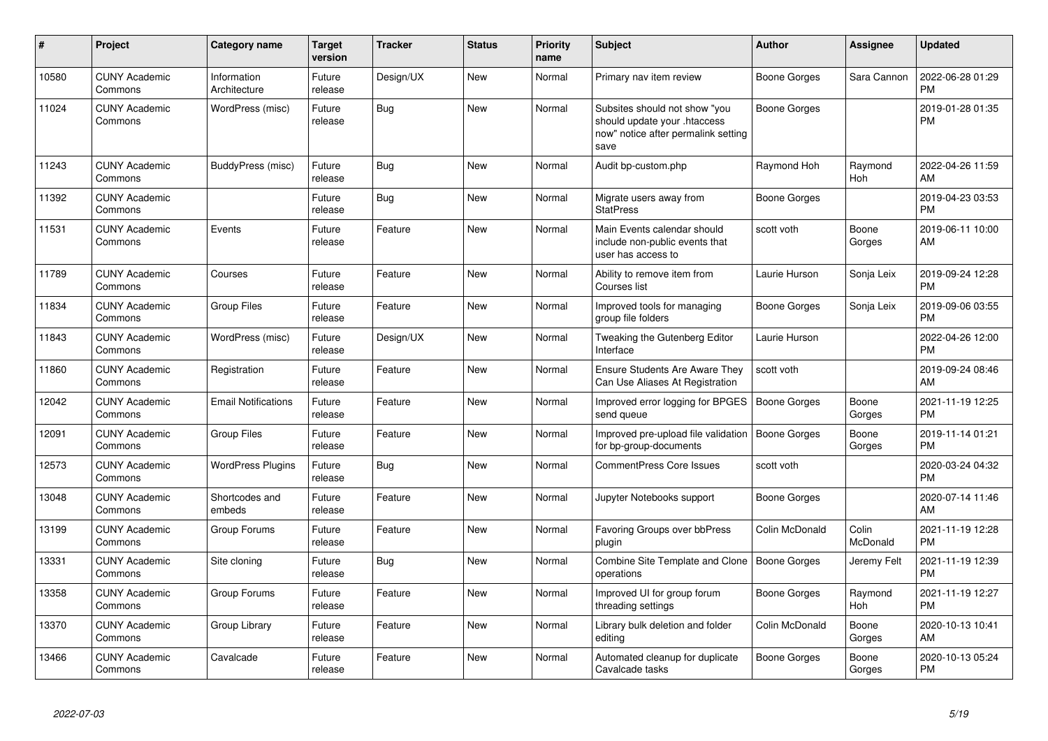| # | Project | Category name | Target version | Tracker | Status | Priority name | Subject | Author | Assignee | Updated |
|---|---|---|---|---|---|---|---|---|---|---|
| 10580 | CUNY Academic Commons | Information Architecture | Future release | Design/UX | New | Normal | Primary nav item review | Boone Gorges | Sara Cannon | 2022-06-28 01:29 PM |
| 11024 | CUNY Academic Commons | WordPress (misc) | Future release | Bug | New | Normal | Subsites should not show "you should update your .htaccess now" notice after permalink setting save | Boone Gorges | | 2019-01-28 01:35 PM |
| 11243 | CUNY Academic Commons | BuddyPress (misc) | Future release | Bug | New | Normal | Audit bp-custom.php | Raymond Hoh | Raymond Hoh | 2022-04-26 11:59 AM |
| 11392 | CUNY Academic Commons | | Future release | Bug | New | Normal | Migrate users away from StatPress | Boone Gorges | | 2019-04-23 03:53 PM |
| 11531 | CUNY Academic Commons | Events | Future release | Feature | New | Normal | Main Events calendar should include non-public events that user has access to | scott voth | Boone Gorges | 2019-06-11 10:00 AM |
| 11789 | CUNY Academic Commons | Courses | Future release | Feature | New | Normal | Ability to remove item from Courses list | Laurie Hurson | Sonja Leix | 2019-09-24 12:28 PM |
| 11834 | CUNY Academic Commons | Group Files | Future release | Feature | New | Normal | Improved tools for managing group file folders | Boone Gorges | Sonja Leix | 2019-09-06 03:55 PM |
| 11843 | CUNY Academic Commons | WordPress (misc) | Future release | Design/UX | New | Normal | Tweaking the Gutenberg Editor Interface | Laurie Hurson | | 2022-04-26 12:00 PM |
| 11860 | CUNY Academic Commons | Registration | Future release | Feature | New | Normal | Ensure Students Are Aware They Can Use Aliases At Registration | scott voth | | 2019-09-24 08:46 AM |
| 12042 | CUNY Academic Commons | Email Notifications | Future release | Feature | New | Normal | Improved error logging for BPGES send queue | Boone Gorges | Boone Gorges | 2021-11-19 12:25 PM |
| 12091 | CUNY Academic Commons | Group Files | Future release | Feature | New | Normal | Improved pre-upload file validation for bp-group-documents | Boone Gorges | Boone Gorges | 2019-11-14 01:21 PM |
| 12573 | CUNY Academic Commons | WordPress Plugins | Future release | Bug | New | Normal | CommentPress Core Issues | scott voth | | 2020-03-24 04:32 PM |
| 13048 | CUNY Academic Commons | Shortcodes and embeds | Future release | Feature | New | Normal | Jupyter Notebooks support | Boone Gorges | | 2020-07-14 11:46 AM |
| 13199 | CUNY Academic Commons | Group Forums | Future release | Feature | New | Normal | Favoring Groups over bbPress plugin | Colin McDonald | Colin McDonald | 2021-11-19 12:28 PM |
| 13331 | CUNY Academic Commons | Site cloning | Future release | Bug | New | Normal | Combine Site Template and Clone operations | Boone Gorges | Jeremy Felt | 2021-11-19 12:39 PM |
| 13358 | CUNY Academic Commons | Group Forums | Future release | Feature | New | Normal | Improved UI for group forum threading settings | Boone Gorges | Raymond Hoh | 2021-11-19 12:27 PM |
| 13370 | CUNY Academic Commons | Group Library | Future release | Feature | New | Normal | Library bulk deletion and folder editing | Colin McDonald | Boone Gorges | 2020-10-13 10:41 AM |
| 13466 | CUNY Academic Commons | Cavalcade | Future release | Feature | New | Normal | Automated cleanup for duplicate Cavalcade tasks | Boone Gorges | Boone Gorges | 2020-10-13 05:24 PM |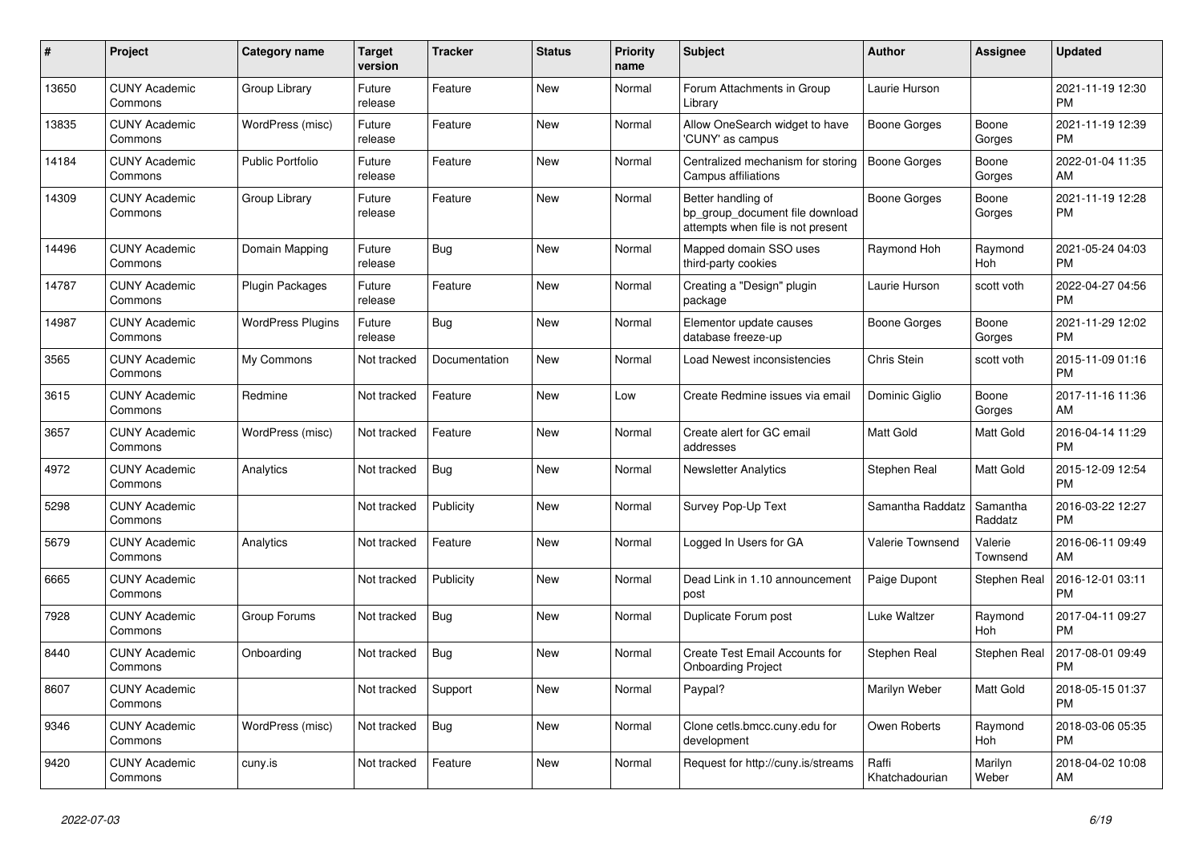| # | Project | Category name | Target version | Tracker | Status | Priority name | Subject | Author | Assignee | Updated |
|---|---|---|---|---|---|---|---|---|---|---|
| 13650 | CUNY Academic Commons | Group Library | Future release | Feature | New | Normal | Forum Attachments in Group Library | Laurie Hurson | | 2021-11-19 12:30 PM |
| 13835 | CUNY Academic Commons | WordPress (misc) | Future release | Feature | New | Normal | Allow OneSearch widget to have 'CUNY' as campus | Boone Gorges | Boone Gorges | 2021-11-19 12:39 PM |
| 14184 | CUNY Academic Commons | Public Portfolio | Future release | Feature | New | Normal | Centralized mechanism for storing Campus affiliations | Boone Gorges | Boone Gorges | 2022-01-04 11:35 AM |
| 14309 | CUNY Academic Commons | Group Library | Future release | Feature | New | Normal | Better handling of bp_group_document file download attempts when file is not present | Boone Gorges | Boone Gorges | 2021-11-19 12:28 PM |
| 14496 | CUNY Academic Commons | Domain Mapping | Future release | Bug | New | Normal | Mapped domain SSO uses third-party cookies | Raymond Hoh | Raymond Hoh | 2021-05-24 04:03 PM |
| 14787 | CUNY Academic Commons | Plugin Packages | Future release | Feature | New | Normal | Creating a "Design" plugin package | Laurie Hurson | scott voth | 2022-04-27 04:56 PM |
| 14987 | CUNY Academic Commons | WordPress Plugins | Future release | Bug | New | Normal | Elementor update causes database freeze-up | Boone Gorges | Boone Gorges | 2021-11-29 12:02 PM |
| 3565 | CUNY Academic Commons | My Commons | Not tracked | Documentation | New | Normal | Load Newest inconsistencies | Chris Stein | scott voth | 2015-11-09 01:16 PM |
| 3615 | CUNY Academic Commons | Redmine | Not tracked | Feature | New | Low | Create Redmine issues via email | Dominic Giglio | Boone Gorges | 2017-11-16 11:36 AM |
| 3657 | CUNY Academic Commons | WordPress (misc) | Not tracked | Feature | New | Normal | Create alert for GC email addresses | Matt Gold | Matt Gold | 2016-04-14 11:29 PM |
| 4972 | CUNY Academic Commons | Analytics | Not tracked | Bug | New | Normal | Newsletter Analytics | Stephen Real | Matt Gold | 2015-12-09 12:54 PM |
| 5298 | CUNY Academic Commons | | Not tracked | Publicity | New | Normal | Survey Pop-Up Text | Samantha Raddatz | Samantha Raddatz | 2016-03-22 12:27 PM |
| 5679 | CUNY Academic Commons | Analytics | Not tracked | Feature | New | Normal | Logged In Users for GA | Valerie Townsend | Valerie Townsend | 2016-06-11 09:49 AM |
| 6665 | CUNY Academic Commons | | Not tracked | Publicity | New | Normal | Dead Link in 1.10 announcement post | Paige Dupont | Stephen Real | 2016-12-01 03:11 PM |
| 7928 | CUNY Academic Commons | Group Forums | Not tracked | Bug | New | Normal | Duplicate Forum post | Luke Waltzer | Raymond Hoh | 2017-04-11 09:27 PM |
| 8440 | CUNY Academic Commons | Onboarding | Not tracked | Bug | New | Normal | Create Test Email Accounts for Onboarding Project | Stephen Real | Stephen Real | 2017-08-01 09:49 PM |
| 8607 | CUNY Academic Commons | | Not tracked | Support | New | Normal | Paypal? | Marilyn Weber | Matt Gold | 2018-05-15 01:37 PM |
| 9346 | CUNY Academic Commons | WordPress (misc) | Not tracked | Bug | New | Normal | Clone cetls.bmcc.cuny.edu for development | Owen Roberts | Raymond Hoh | 2018-03-06 05:35 PM |
| 9420 | CUNY Academic Commons | cuny.is | Not tracked | Feature | New | Normal | Request for http://cuny.is/streams | Raffi Khatchadourian | Marilyn Weber | 2018-04-02 10:08 AM |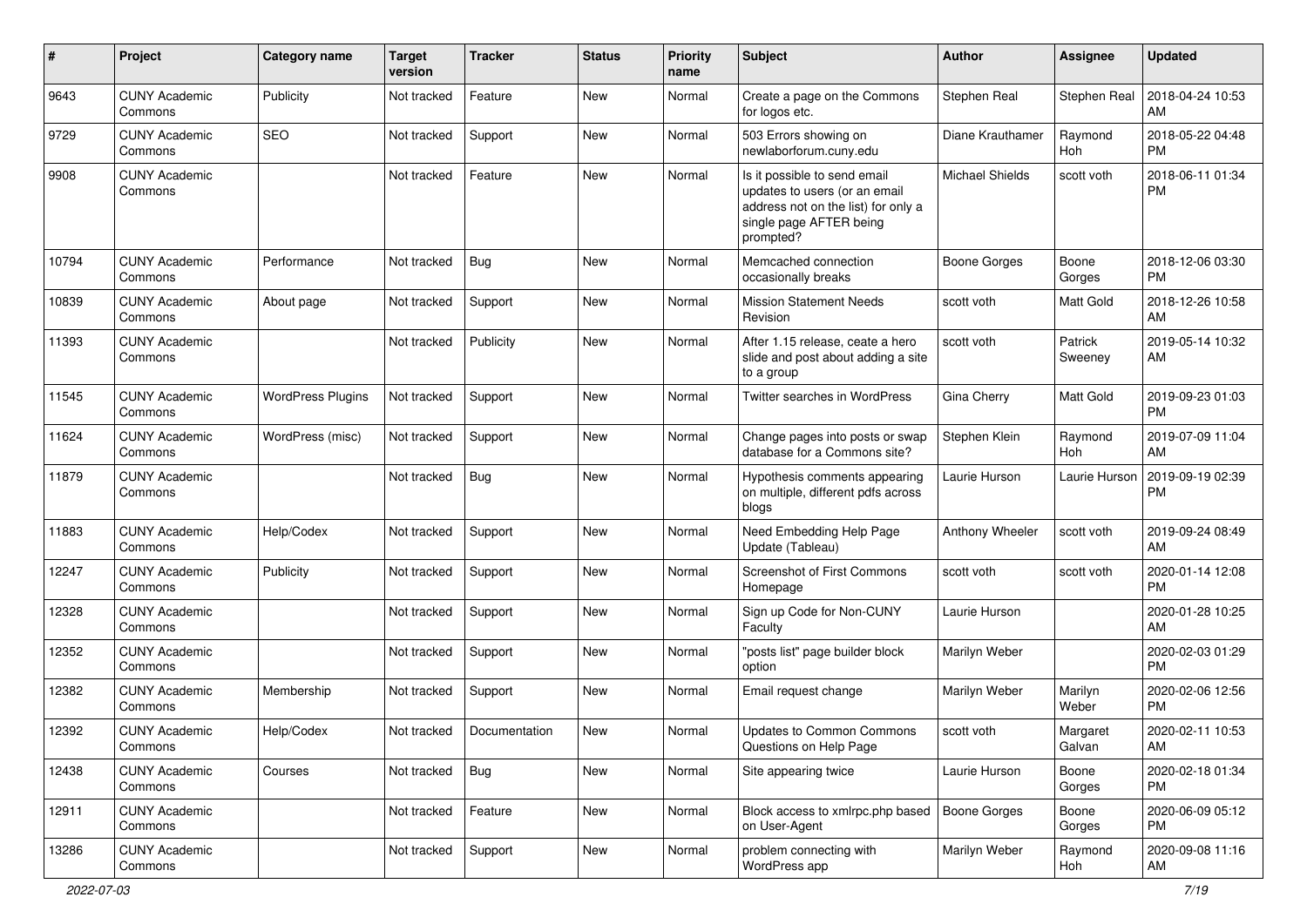| # | Project | Category name | Target version | Tracker | Status | Priority name | Subject | Author | Assignee | Updated |
|---|---|---|---|---|---|---|---|---|---|---|
| 9643 | CUNY Academic Commons | Publicity | Not tracked | Feature | New | Normal | Create a page on the Commons for logos etc. | Stephen Real | Stephen Real | 2018-04-24 10:53 AM |
| 9729 | CUNY Academic Commons | SEO | Not tracked | Support | New | Normal | 503 Errors showing on newlaborforum.cuny.edu | Diane Krauthamer | Raymond Hoh | 2018-05-22 04:48 PM |
| 9908 | CUNY Academic Commons | | Not tracked | Feature | New | Normal | Is it possible to send email updates to users (or an email address not on the list) for only a single page AFTER being prompted? | Michael Shields | scott voth | 2018-06-11 01:34 PM |
| 10794 | CUNY Academic Commons | Performance | Not tracked | Bug | New | Normal | Memcached connection occasionally breaks | Boone Gorges | Boone Gorges | 2018-12-06 03:30 PM |
| 10839 | CUNY Academic Commons | About page | Not tracked | Support | New | Normal | Mission Statement Needs Revision | scott voth | Matt Gold | 2018-12-26 10:58 AM |
| 11393 | CUNY Academic Commons | | Not tracked | Publicity | New | Normal | After 1.15 release, ceate a hero slide and post about adding a site to a group | scott voth | Patrick Sweeney | 2019-05-14 10:32 AM |
| 11545 | CUNY Academic Commons | WordPress Plugins | Not tracked | Support | New | Normal | Twitter searches in WordPress | Gina Cherry | Matt Gold | 2019-09-23 01:03 PM |
| 11624 | CUNY Academic Commons | WordPress (misc) | Not tracked | Support | New | Normal | Change pages into posts or swap database for a Commons site? | Stephen Klein | Raymond Hoh | 2019-07-09 11:04 AM |
| 11879 | CUNY Academic Commons | | Not tracked | Bug | New | Normal | Hypothesis comments appearing on multiple, different pdfs across blogs | Laurie Hurson | Laurie Hurson | 2019-09-19 02:39 PM |
| 11883 | CUNY Academic Commons | Help/Codex | Not tracked | Support | New | Normal | Need Embedding Help Page Update (Tableau) | Anthony Wheeler | scott voth | 2019-09-24 08:49 AM |
| 12247 | CUNY Academic Commons | Publicity | Not tracked | Support | New | Normal | Screenshot of First Commons Homepage | scott voth | scott voth | 2020-01-14 12:08 PM |
| 12328 | CUNY Academic Commons | | Not tracked | Support | New | Normal | Sign up Code for Non-CUNY Faculty | Laurie Hurson | | 2020-01-28 10:25 AM |
| 12352 | CUNY Academic Commons | | Not tracked | Support | New | Normal | "posts list" page builder block option | Marilyn Weber | | 2020-02-03 01:29 PM |
| 12382 | CUNY Academic Commons | Membership | Not tracked | Support | New | Normal | Email request change | Marilyn Weber | Marilyn Weber | 2020-02-06 12:56 PM |
| 12392 | CUNY Academic Commons | Help/Codex | Not tracked | Documentation | New | Normal | Updates to Common Commons Questions on Help Page | scott voth | Margaret Galvan | 2020-02-11 10:53 AM |
| 12438 | CUNY Academic Commons | Courses | Not tracked | Bug | New | Normal | Site appearing twice | Laurie Hurson | Boone Gorges | 2020-02-18 01:34 PM |
| 12911 | CUNY Academic Commons | | Not tracked | Feature | New | Normal | Block access to xmlrpc.php based on User-Agent | Boone Gorges | Boone Gorges | 2020-06-09 05:12 PM |
| 13286 | CUNY Academic Commons | | Not tracked | Support | New | Normal | problem connecting with WordPress app | Marilyn Weber | Raymond Hoh | 2020-09-08 11:16 AM |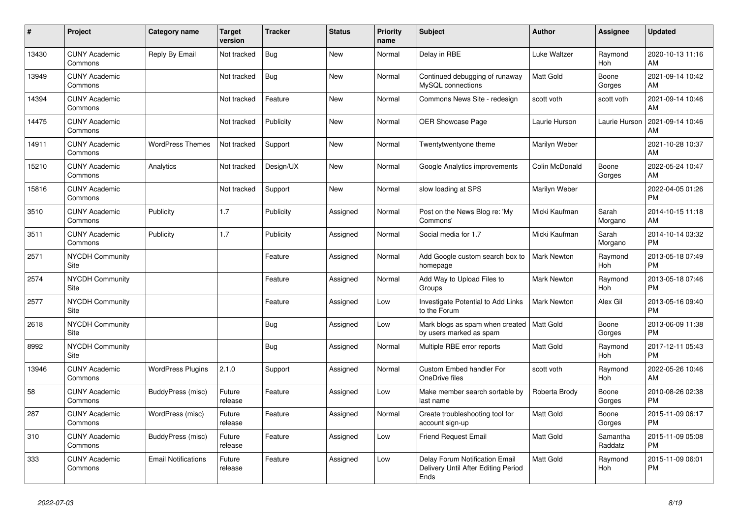| # | Project | Category name | Target version | Tracker | Status | Priority name | Subject | Author | Assignee | Updated |
|---|---|---|---|---|---|---|---|---|---|---|
| 13430 | CUNY Academic Commons | Reply By Email | Not tracked | Bug | New | Normal | Delay in RBE | Luke Waltzer | Raymond Hoh | 2020-10-13 11:16 AM |
| 13949 | CUNY Academic Commons | | Not tracked | Bug | New | Normal | Continued debugging of runaway MySQL connections | Matt Gold | Boone Gorges | 2021-09-14 10:42 AM |
| 14394 | CUNY Academic Commons | | Not tracked | Feature | New | Normal | Commons News Site - redesign | scott voth | scott voth | 2021-09-14 10:46 AM |
| 14475 | CUNY Academic Commons | | Not tracked | Publicity | New | Normal | OER Showcase Page | Laurie Hurson | Laurie Hurson | 2021-09-14 10:46 AM |
| 14911 | CUNY Academic Commons | WordPress Themes | Not tracked | Support | New | Normal | Twentytwentyone theme | Marilyn Weber | | 2021-10-28 10:37 AM |
| 15210 | CUNY Academic Commons | Analytics | Not tracked | Design/UX | New | Normal | Google Analytics improvements | Colin McDonald | Boone Gorges | 2022-05-24 10:47 AM |
| 15816 | CUNY Academic Commons | | Not tracked | Support | New | Normal | slow loading at SPS | Marilyn Weber | | 2022-04-05 01:26 PM |
| 3510 | CUNY Academic Commons | Publicity | 1.7 | Publicity | Assigned | Normal | Post on the News Blog re: 'My Commons' | Micki Kaufman | Sarah Morgano | 2014-10-15 11:18 AM |
| 3511 | CUNY Academic Commons | Publicity | 1.7 | Publicity | Assigned | Normal | Social media for 1.7 | Micki Kaufman | Sarah Morgano | 2014-10-14 03:32 PM |
| 2571 | NYCDH Community Site | | | Feature | Assigned | Normal | Add Google custom search box to homepage | Mark Newton | Raymond Hoh | 2013-05-18 07:49 PM |
| 2574 | NYCDH Community Site | | | Feature | Assigned | Normal | Add Way to Upload Files to Groups | Mark Newton | Raymond Hoh | 2013-05-18 07:46 PM |
| 2577 | NYCDH Community Site | | | Feature | Assigned | Low | Investigate Potential to Add Links to the Forum | Mark Newton | Alex Gil | 2013-05-16 09:40 PM |
| 2618 | NYCDH Community Site | | | Bug | Assigned | Low | Mark blogs as spam when created by users marked as spam | Matt Gold | Boone Gorges | 2013-06-09 11:38 PM |
| 8992 | NYCDH Community Site | | | Bug | Assigned | Normal | Multiple RBE error reports | Matt Gold | Raymond Hoh | 2017-12-11 05:43 PM |
| 13946 | CUNY Academic Commons | WordPress Plugins | 2.1.0 | Support | Assigned | Normal | Custom Embed handler For OneDrive files | scott voth | Raymond Hoh | 2022-05-26 10:46 AM |
| 58 | CUNY Academic Commons | BuddyPress (misc) | Future release | Feature | Assigned | Low | Make member search sortable by last name | Roberta Brody | Boone Gorges | 2010-08-26 02:38 PM |
| 287 | CUNY Academic Commons | WordPress (misc) | Future release | Feature | Assigned | Normal | Create troubleshooting tool for account sign-up | Matt Gold | Boone Gorges | 2015-11-09 06:17 PM |
| 310 | CUNY Academic Commons | BuddyPress (misc) | Future release | Feature | Assigned | Low | Friend Request Email | Matt Gold | Samantha Raddatz | 2015-11-09 05:08 PM |
| 333 | CUNY Academic Commons | Email Notifications | Future release | Feature | Assigned | Low | Delay Forum Notification Email Delivery Until After Editing Period Ends | Matt Gold | Raymond Hoh | 2015-11-09 06:01 PM |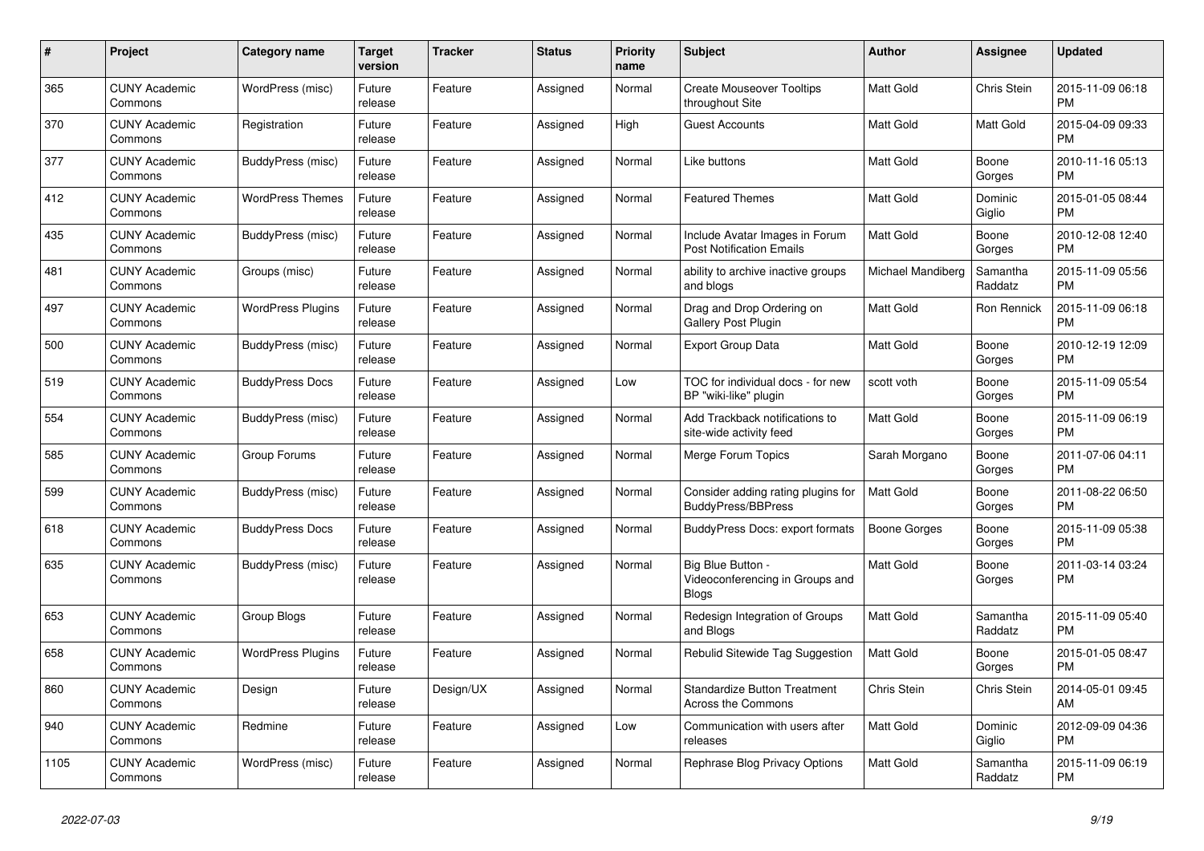| # | Project | Category name | Target version | Tracker | Status | Priority name | Subject | Author | Assignee | Updated |
|---|---|---|---|---|---|---|---|---|---|---|
| 365 | CUNY Academic Commons | WordPress (misc) | Future release | Feature | Assigned | Normal | Create Mouseover Tooltips throughout Site | Matt Gold | Chris Stein | 2015-11-09 06:18 PM |
| 370 | CUNY Academic Commons | Registration | Future release | Feature | Assigned | High | Guest Accounts | Matt Gold | Matt Gold | 2015-04-09 09:33 PM |
| 377 | CUNY Academic Commons | BuddyPress (misc) | Future release | Feature | Assigned | Normal | Like buttons | Matt Gold | Boone Gorges | 2010-11-16 05:13 PM |
| 412 | CUNY Academic Commons | WordPress Themes | Future release | Feature | Assigned | Normal | Featured Themes | Matt Gold | Dominic Giglio | 2015-01-05 08:44 PM |
| 435 | CUNY Academic Commons | BuddyPress (misc) | Future release | Feature | Assigned | Normal | Include Avatar Images in Forum Post Notification Emails | Matt Gold | Boone Gorges | 2010-12-08 12:40 PM |
| 481 | CUNY Academic Commons | Groups (misc) | Future release | Feature | Assigned | Normal | ability to archive inactive groups and blogs | Michael Mandiberg | Samantha Raddatz | 2015-11-09 05:56 PM |
| 497 | CUNY Academic Commons | WordPress Plugins | Future release | Feature | Assigned | Normal | Drag and Drop Ordering on Gallery Post Plugin | Matt Gold | Ron Rennick | 2015-11-09 06:18 PM |
| 500 | CUNY Academic Commons | BuddyPress (misc) | Future release | Feature | Assigned | Normal | Export Group Data | Matt Gold | Boone Gorges | 2010-12-19 12:09 PM |
| 519 | CUNY Academic Commons | BuddyPress Docs | Future release | Feature | Assigned | Low | TOC for individual docs - for new BP "wiki-like" plugin | scott voth | Boone Gorges | 2015-11-09 05:54 PM |
| 554 | CUNY Academic Commons | BuddyPress (misc) | Future release | Feature | Assigned | Normal | Add Trackback notifications to site-wide activity feed | Matt Gold | Boone Gorges | 2015-11-09 06:19 PM |
| 585 | CUNY Academic Commons | Group Forums | Future release | Feature | Assigned | Normal | Merge Forum Topics | Sarah Morgano | Boone Gorges | 2011-07-06 04:11 PM |
| 599 | CUNY Academic Commons | BuddyPress (misc) | Future release | Feature | Assigned | Normal | Consider adding rating plugins for BuddyPress/BBPress | Matt Gold | Boone Gorges | 2011-08-22 06:50 PM |
| 618 | CUNY Academic Commons | BuddyPress Docs | Future release | Feature | Assigned | Normal | BuddyPress Docs: export formats | Boone Gorges | Boone Gorges | 2015-11-09 05:38 PM |
| 635 | CUNY Academic Commons | BuddyPress (misc) | Future release | Feature | Assigned | Normal | Big Blue Button - Videoconferencing in Groups and Blogs | Matt Gold | Boone Gorges | 2011-03-14 03:24 PM |
| 653 | CUNY Academic Commons | Group Blogs | Future release | Feature | Assigned | Normal | Redesign Integration of Groups and Blogs | Matt Gold | Samantha Raddatz | 2015-11-09 05:40 PM |
| 658 | CUNY Academic Commons | WordPress Plugins | Future release | Feature | Assigned | Normal | Rebulid Sitewide Tag Suggestion | Matt Gold | Boone Gorges | 2015-01-05 08:47 PM |
| 860 | CUNY Academic Commons | Design | Future release | Design/UX | Assigned | Normal | Standardize Button Treatment Across the Commons | Chris Stein | Chris Stein | 2014-05-01 09:45 AM |
| 940 | CUNY Academic Commons | Redmine | Future release | Feature | Assigned | Low | Communication with users after releases | Matt Gold | Dominic Giglio | 2012-09-09 04:36 PM |
| 1105 | CUNY Academic Commons | WordPress (misc) | Future release | Feature | Assigned | Normal | Rephrase Blog Privacy Options | Matt Gold | Samantha Raddatz | 2015-11-09 06:19 PM |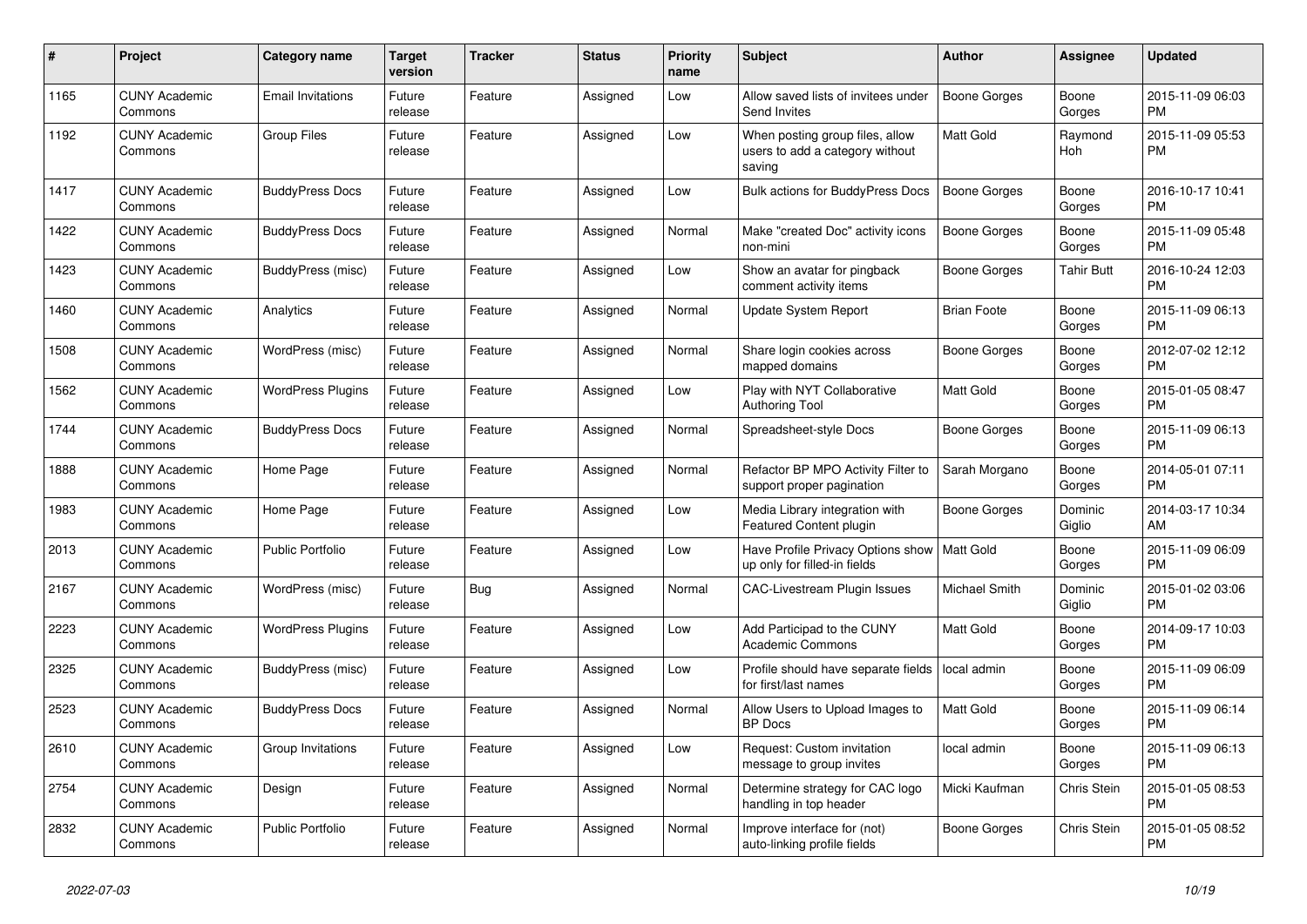| # | Project | Category name | Target version | Tracker | Status | Priority name | Subject | Author | Assignee | Updated |
|---|---|---|---|---|---|---|---|---|---|---|
| 1165 | CUNY Academic Commons | Email Invitations | Future release | Feature | Assigned | Low | Allow saved lists of invitees under Send Invites | Boone Gorges | Boone Gorges | 2015-11-09 06:03 PM |
| 1192 | CUNY Academic Commons | Group Files | Future release | Feature | Assigned | Low | When posting group files, allow users to add a category without saving | Matt Gold | Raymond Hoh | 2015-11-09 05:53 PM |
| 1417 | CUNY Academic Commons | BuddyPress Docs | Future release | Feature | Assigned | Low | Bulk actions for BuddyPress Docs | Boone Gorges | Boone Gorges | 2016-10-17 10:41 PM |
| 1422 | CUNY Academic Commons | BuddyPress Docs | Future release | Feature | Assigned | Normal | Make "created Doc" activity icons non-mini | Boone Gorges | Boone Gorges | 2015-11-09 05:48 PM |
| 1423 | CUNY Academic Commons | BuddyPress (misc) | Future release | Feature | Assigned | Low | Show an avatar for pingback comment activity items | Boone Gorges | Tahir Butt | 2016-10-24 12:03 PM |
| 1460 | CUNY Academic Commons | Analytics | Future release | Feature | Assigned | Normal | Update System Report | Brian Foote | Boone Gorges | 2015-11-09 06:13 PM |
| 1508 | CUNY Academic Commons | WordPress (misc) | Future release | Feature | Assigned | Normal | Share login cookies across mapped domains | Boone Gorges | Boone Gorges | 2012-07-02 12:12 PM |
| 1562 | CUNY Academic Commons | WordPress Plugins | Future release | Feature | Assigned | Low | Play with NYT Collaborative Authoring Tool | Matt Gold | Boone Gorges | 2015-01-05 08:47 PM |
| 1744 | CUNY Academic Commons | BuddyPress Docs | Future release | Feature | Assigned | Normal | Spreadsheet-style Docs | Boone Gorges | Boone Gorges | 2015-11-09 06:13 PM |
| 1888 | CUNY Academic Commons | Home Page | Future release | Feature | Assigned | Normal | Refactor BP MPO Activity Filter to support proper pagination | Sarah Morgano | Boone Gorges | 2014-05-01 07:11 PM |
| 1983 | CUNY Academic Commons | Home Page | Future release | Feature | Assigned | Low | Media Library integration with Featured Content plugin | Boone Gorges | Dominic Giglio | 2014-03-17 10:34 AM |
| 2013 | CUNY Academic Commons | Public Portfolio | Future release | Feature | Assigned | Low | Have Profile Privacy Options show up only for filled-in fields | Matt Gold | Boone Gorges | 2015-11-09 06:09 PM |
| 2167 | CUNY Academic Commons | WordPress (misc) | Future release | Bug | Assigned | Normal | CAC-Livestream Plugin Issues | Michael Smith | Dominic Giglio | 2015-01-02 03:06 PM |
| 2223 | CUNY Academic Commons | WordPress Plugins | Future release | Feature | Assigned | Low | Add Participad to the CUNY Academic Commons | Matt Gold | Boone Gorges | 2014-09-17 10:03 PM |
| 2325 | CUNY Academic Commons | BuddyPress (misc) | Future release | Feature | Assigned | Low | Profile should have separate fields for first/last names | local admin | Boone Gorges | 2015-11-09 06:09 PM |
| 2523 | CUNY Academic Commons | BuddyPress Docs | Future release | Feature | Assigned | Normal | Allow Users to Upload Images to BP Docs | Matt Gold | Boone Gorges | 2015-11-09 06:14 PM |
| 2610 | CUNY Academic Commons | Group Invitations | Future release | Feature | Assigned | Low | Request: Custom invitation message to group invites | local admin | Boone Gorges | 2015-11-09 06:13 PM |
| 2754 | CUNY Academic Commons | Design | Future release | Feature | Assigned | Normal | Determine strategy for CAC logo handling in top header | Micki Kaufman | Chris Stein | 2015-01-05 08:53 PM |
| 2832 | CUNY Academic Commons | Public Portfolio | Future release | Feature | Assigned | Normal | Improve interface for (not) auto-linking profile fields | Boone Gorges | Chris Stein | 2015-01-05 08:52 PM |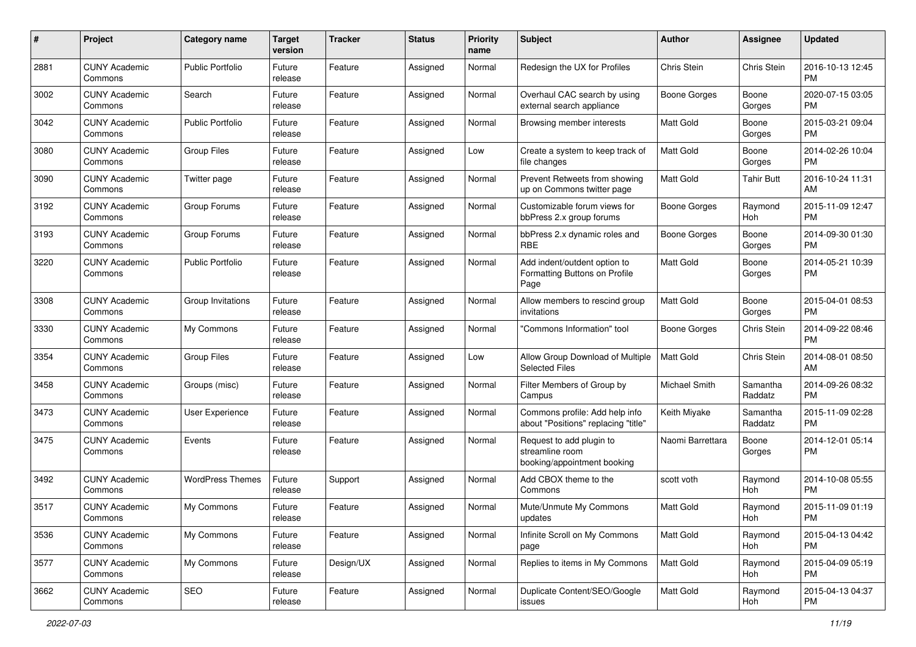| # | Project | Category name | Target version | Tracker | Status | Priority name | Subject | Author | Assignee | Updated |
|---|---|---|---|---|---|---|---|---|---|---|
| 2881 | CUNY Academic Commons | Public Portfolio | Future release | Feature | Assigned | Normal | Redesign the UX for Profiles | Chris Stein | Chris Stein | 2016-10-13 12:45 PM |
| 3002 | CUNY Academic Commons | Search | Future release | Feature | Assigned | Normal | Overhaul CAC search by using external search appliance | Boone Gorges | Boone Gorges | 2020-07-15 03:05 PM |
| 3042 | CUNY Academic Commons | Public Portfolio | Future release | Feature | Assigned | Normal | Browsing member interests | Matt Gold | Boone Gorges | 2015-03-21 09:04 PM |
| 3080 | CUNY Academic Commons | Group Files | Future release | Feature | Assigned | Low | Create a system to keep track of file changes | Matt Gold | Boone Gorges | 2014-02-26 10:04 PM |
| 3090 | CUNY Academic Commons | Twitter page | Future release | Feature | Assigned | Normal | Prevent Retweets from showing up on Commons twitter page | Matt Gold | Tahir Butt | 2016-10-24 11:31 AM |
| 3192 | CUNY Academic Commons | Group Forums | Future release | Feature | Assigned | Normal | Customizable forum views for bbPress 2.x group forums | Boone Gorges | Raymond Hoh | 2015-11-09 12:47 PM |
| 3193 | CUNY Academic Commons | Group Forums | Future release | Feature | Assigned | Normal | bbPress 2.x dynamic roles and RBE | Boone Gorges | Boone Gorges | 2014-09-30 01:30 PM |
| 3220 | CUNY Academic Commons | Public Portfolio | Future release | Feature | Assigned | Normal | Add indent/outdent option to Formatting Buttons on Profile Page | Matt Gold | Boone Gorges | 2014-05-21 10:39 PM |
| 3308 | CUNY Academic Commons | Group Invitations | Future release | Feature | Assigned | Normal | Allow members to rescind group invitations | Matt Gold | Boone Gorges | 2015-04-01 08:53 PM |
| 3330 | CUNY Academic Commons | My Commons | Future release | Feature | Assigned | Normal | "Commons Information" tool | Boone Gorges | Chris Stein | 2014-09-22 08:46 PM |
| 3354 | CUNY Academic Commons | Group Files | Future release | Feature | Assigned | Low | Allow Group Download of Multiple Selected Files | Matt Gold | Chris Stein | 2014-08-01 08:50 AM |
| 3458 | CUNY Academic Commons | Groups (misc) | Future release | Feature | Assigned | Normal | Filter Members of Group by Campus | Michael Smith | Samantha Raddatz | 2014-09-26 08:32 PM |
| 3473 | CUNY Academic Commons | User Experience | Future release | Feature | Assigned | Normal | Commons profile: Add help info about "Positions" replacing "title" | Keith Miyake | Samantha Raddatz | 2015-11-09 02:28 PM |
| 3475 | CUNY Academic Commons | Events | Future release | Feature | Assigned | Normal | Request to add plugin to streamline room booking/appointment booking | Naomi Barrettara | Boone Gorges | 2014-12-01 05:14 PM |
| 3492 | CUNY Academic Commons | WordPress Themes | Future release | Support | Assigned | Normal | Add CBOX theme to the Commons | scott voth | Raymond Hoh | 2014-10-08 05:55 PM |
| 3517 | CUNY Academic Commons | My Commons | Future release | Feature | Assigned | Normal | Mute/Unmute My Commons updates | Matt Gold | Raymond Hoh | 2015-11-09 01:19 PM |
| 3536 | CUNY Academic Commons | My Commons | Future release | Feature | Assigned | Normal | Infinite Scroll on My Commons page | Matt Gold | Raymond Hoh | 2015-04-13 04:42 PM |
| 3577 | CUNY Academic Commons | My Commons | Future release | Design/UX | Assigned | Normal | Replies to items in My Commons | Matt Gold | Raymond Hoh | 2015-04-09 05:19 PM |
| 3662 | CUNY Academic Commons | SEO | Future release | Feature | Assigned | Normal | Duplicate Content/SEO/Google issues | Matt Gold | Raymond Hoh | 2015-04-13 04:37 PM |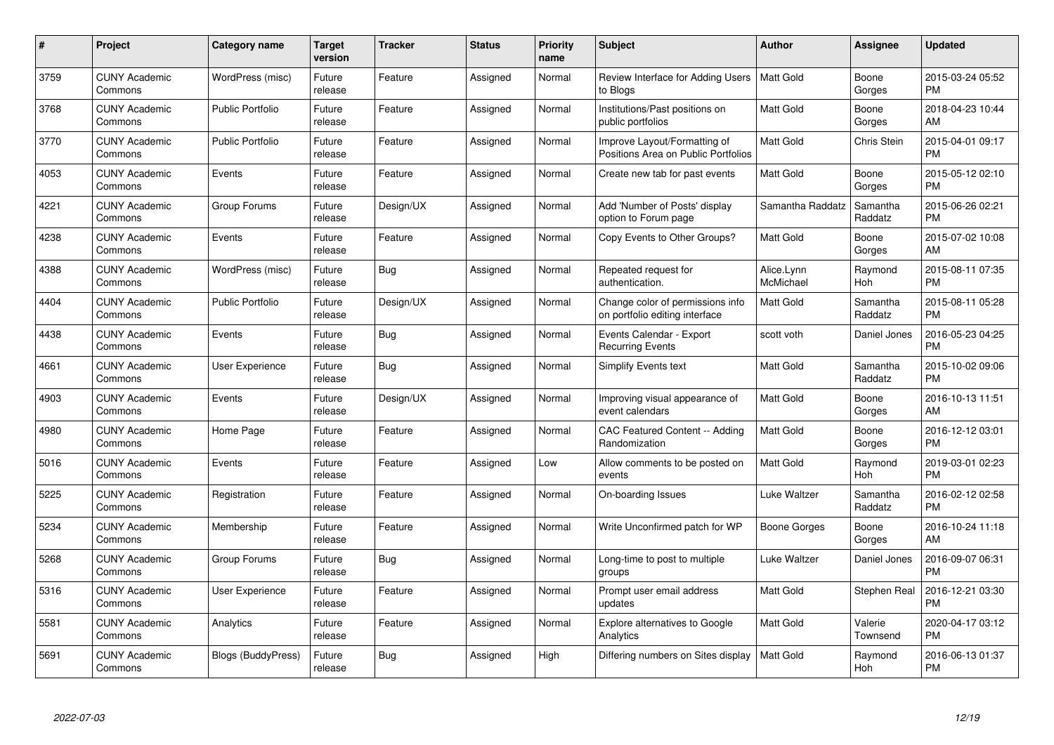| # | Project | Category name | Target version | Tracker | Status | Priority name | Subject | Author | Assignee | Updated |
|---|---|---|---|---|---|---|---|---|---|---|
| 3759 | CUNY Academic Commons | WordPress (misc) | Future release | Feature | Assigned | Normal | Review Interface for Adding Users to Blogs | Matt Gold | Boone Gorges | 2015-03-24 05:52 PM |
| 3768 | CUNY Academic Commons | Public Portfolio | Future release | Feature | Assigned | Normal | Institutions/Past positions on public portfolios | Matt Gold | Boone Gorges | 2018-04-23 10:44 AM |
| 3770 | CUNY Academic Commons | Public Portfolio | Future release | Feature | Assigned | Normal | Improve Layout/Formatting of Positions Area on Public Portfolios | Matt Gold | Chris Stein | 2015-04-01 09:17 PM |
| 4053 | CUNY Academic Commons | Events | Future release | Feature | Assigned | Normal | Create new tab for past events | Matt Gold | Boone Gorges | 2015-05-12 02:10 PM |
| 4221 | CUNY Academic Commons | Group Forums | Future release | Design/UX | Assigned | Normal | Add 'Number of Posts' display option to Forum page | Samantha Raddatz | Samantha Raddatz | 2015-06-26 02:21 PM |
| 4238 | CUNY Academic Commons | Events | Future release | Feature | Assigned | Normal | Copy Events to Other Groups? | Matt Gold | Boone Gorges | 2015-07-02 10:08 AM |
| 4388 | CUNY Academic Commons | WordPress (misc) | Future release | Bug | Assigned | Normal | Repeated request for authentication. | Alice.Lynn McMichael | Raymond Hoh | 2015-08-11 07:35 PM |
| 4404 | CUNY Academic Commons | Public Portfolio | Future release | Design/UX | Assigned | Normal | Change color of permissions info on portfolio editing interface | Matt Gold | Samantha Raddatz | 2015-08-11 05:28 PM |
| 4438 | CUNY Academic Commons | Events | Future release | Bug | Assigned | Normal | Events Calendar - Export Recurring Events | scott voth | Daniel Jones | 2016-05-23 04:25 PM |
| 4661 | CUNY Academic Commons | User Experience | Future release | Bug | Assigned | Normal | Simplify Events text | Matt Gold | Samantha Raddatz | 2015-10-02 09:06 PM |
| 4903 | CUNY Academic Commons | Events | Future release | Design/UX | Assigned | Normal | Improving visual appearance of event calendars | Matt Gold | Boone Gorges | 2016-10-13 11:51 AM |
| 4980 | CUNY Academic Commons | Home Page | Future release | Feature | Assigned | Normal | CAC Featured Content -- Adding Randomization | Matt Gold | Boone Gorges | 2016-12-12 03:01 PM |
| 5016 | CUNY Academic Commons | Events | Future release | Feature | Assigned | Low | Allow comments to be posted on events | Matt Gold | Raymond Hoh | 2019-03-01 02:23 PM |
| 5225 | CUNY Academic Commons | Registration | Future release | Feature | Assigned | Normal | On-boarding Issues | Luke Waltzer | Samantha Raddatz | 2016-02-12 02:58 PM |
| 5234 | CUNY Academic Commons | Membership | Future release | Feature | Assigned | Normal | Write Unconfirmed patch for WP | Boone Gorges | Boone Gorges | 2016-10-24 11:18 AM |
| 5268 | CUNY Academic Commons | Group Forums | Future release | Bug | Assigned | Normal | Long-time to post to multiple groups | Luke Waltzer | Daniel Jones | 2016-09-07 06:31 PM |
| 5316 | CUNY Academic Commons | User Experience | Future release | Feature | Assigned | Normal | Prompt user email address updates | Matt Gold | Stephen Real | 2016-12-21 03:30 PM |
| 5581 | CUNY Academic Commons | Analytics | Future release | Feature | Assigned | Normal | Explore alternatives to Google Analytics | Matt Gold | Valerie Townsend | 2020-04-17 03:12 PM |
| 5691 | CUNY Academic Commons | Blogs (BuddyPress) | Future release | Bug | Assigned | High | Differing numbers on Sites display | Matt Gold | Raymond Hoh | 2016-06-13 01:37 PM |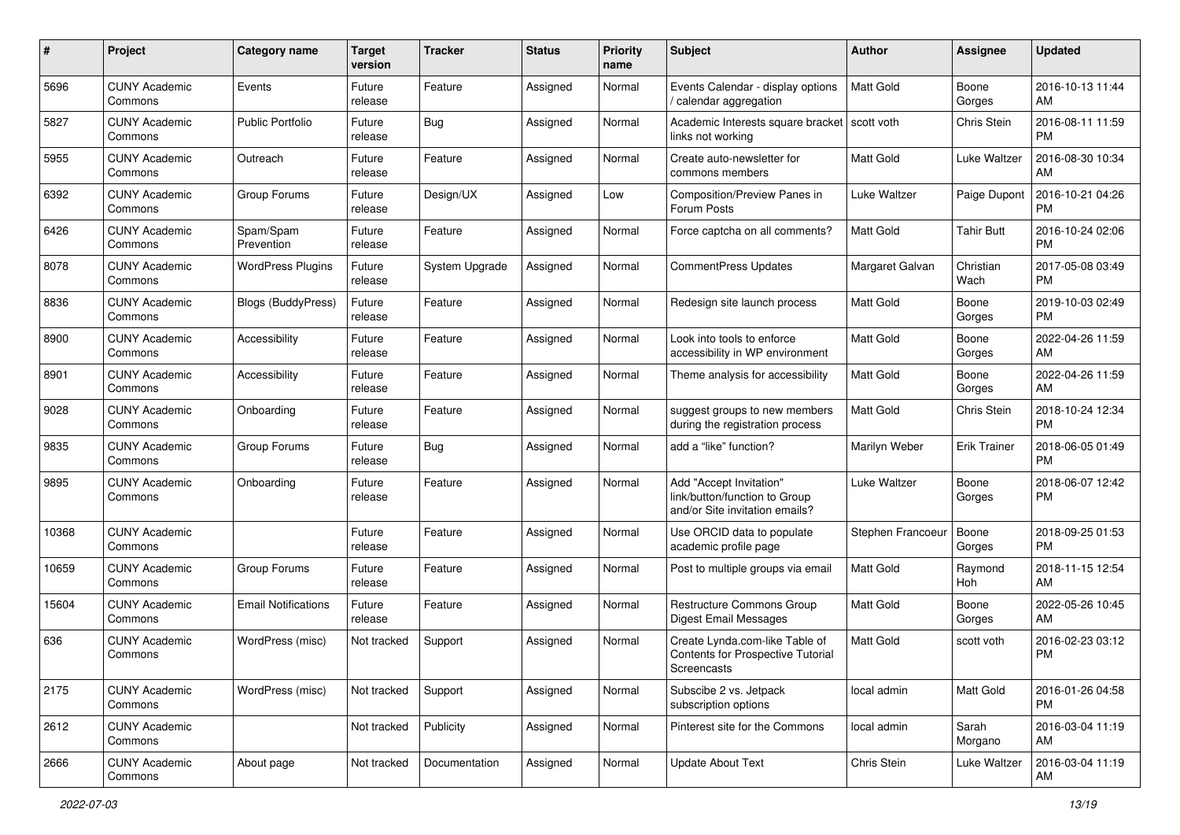| # | Project | Category name | Target version | Tracker | Status | Priority name | Subject | Author | Assignee | Updated |
|---|---|---|---|---|---|---|---|---|---|---|
| 5696 | CUNY Academic Commons | Events | Future release | Feature | Assigned | Normal | Events Calendar - display options / calendar aggregation | Matt Gold | Boone Gorges | 2016-10-13 11:44 AM |
| 5827 | CUNY Academic Commons | Public Portfolio | Future release | Bug | Assigned | Normal | Academic Interests square bracket links not working | scott voth | Chris Stein | 2016-08-11 11:59 PM |
| 5955 | CUNY Academic Commons | Outreach | Future release | Feature | Assigned | Normal | Create auto-newsletter for commons members | Matt Gold | Luke Waltzer | 2016-08-30 10:34 AM |
| 6392 | CUNY Academic Commons | Group Forums | Future release | Design/UX | Assigned | Low | Composition/Preview Panes in Forum Posts | Luke Waltzer | Paige Dupont | 2016-10-21 04:26 PM |
| 6426 | CUNY Academic Commons | Spam/Spam Prevention | Future release | Feature | Assigned | Normal | Force captcha on all comments? | Matt Gold | Tahir Butt | 2016-10-24 02:06 PM |
| 8078 | CUNY Academic Commons | WordPress Plugins | Future release | System Upgrade | Assigned | Normal | CommentPress Updates | Margaret Galvan | Christian Wach | 2017-05-08 03:49 PM |
| 8836 | CUNY Academic Commons | Blogs (BuddyPress) | Future release | Feature | Assigned | Normal | Redesign site launch process | Matt Gold | Boone Gorges | 2019-10-03 02:49 PM |
| 8900 | CUNY Academic Commons | Accessibility | Future release | Feature | Assigned | Normal | Look into tools to enforce accessibility in WP environment | Matt Gold | Boone Gorges | 2022-04-26 11:59 AM |
| 8901 | CUNY Academic Commons | Accessibility | Future release | Feature | Assigned | Normal | Theme analysis for accessibility | Matt Gold | Boone Gorges | 2022-04-26 11:59 AM |
| 9028 | CUNY Academic Commons | Onboarding | Future release | Feature | Assigned | Normal | suggest groups to new members during the registration process | Matt Gold | Chris Stein | 2018-10-24 12:34 PM |
| 9835 | CUNY Academic Commons | Group Forums | Future release | Bug | Assigned | Normal | add a "like" function? | Marilyn Weber | Erik Trainer | 2018-06-05 01:49 PM |
| 9895 | CUNY Academic Commons | Onboarding | Future release | Feature | Assigned | Normal | Add "Accept Invitation" link/button/function to Group and/or Site invitation emails? | Luke Waltzer | Boone Gorges | 2018-06-07 12:42 PM |
| 10368 | CUNY Academic Commons | | Future release | Feature | Assigned | Normal | Use ORCID data to populate academic profile page | Stephen Francoeur | Boone Gorges | 2018-09-25 01:53 PM |
| 10659 | CUNY Academic Commons | Group Forums | Future release | Feature | Assigned | Normal | Post to multiple groups via email | Matt Gold | Raymond Hoh | 2018-11-15 12:54 AM |
| 15604 | CUNY Academic Commons | Email Notifications | Future release | Feature | Assigned | Normal | Restructure Commons Group Digest Email Messages | Matt Gold | Boone Gorges | 2022-05-26 10:45 AM |
| 636 | CUNY Academic Commons | WordPress (misc) | Not tracked | Support | Assigned | Normal | Create Lynda.com-like Table of Contents for Prospective Tutorial Screencasts | Matt Gold | scott voth | 2016-02-23 03:12 PM |
| 2175 | CUNY Academic Commons | WordPress (misc) | Not tracked | Support | Assigned | Normal | Subscibe 2 vs. Jetpack subscription options | local admin | Matt Gold | 2016-01-26 04:58 PM |
| 2612 | CUNY Academic Commons | | Not tracked | Publicity | Assigned | Normal | Pinterest site for the Commons | local admin | Sarah Morgano | 2016-03-04 11:19 AM |
| 2666 | CUNY Academic Commons | About page | Not tracked | Documentation | Assigned | Normal | Update About Text | Chris Stein | Luke Waltzer | 2016-03-04 11:19 AM |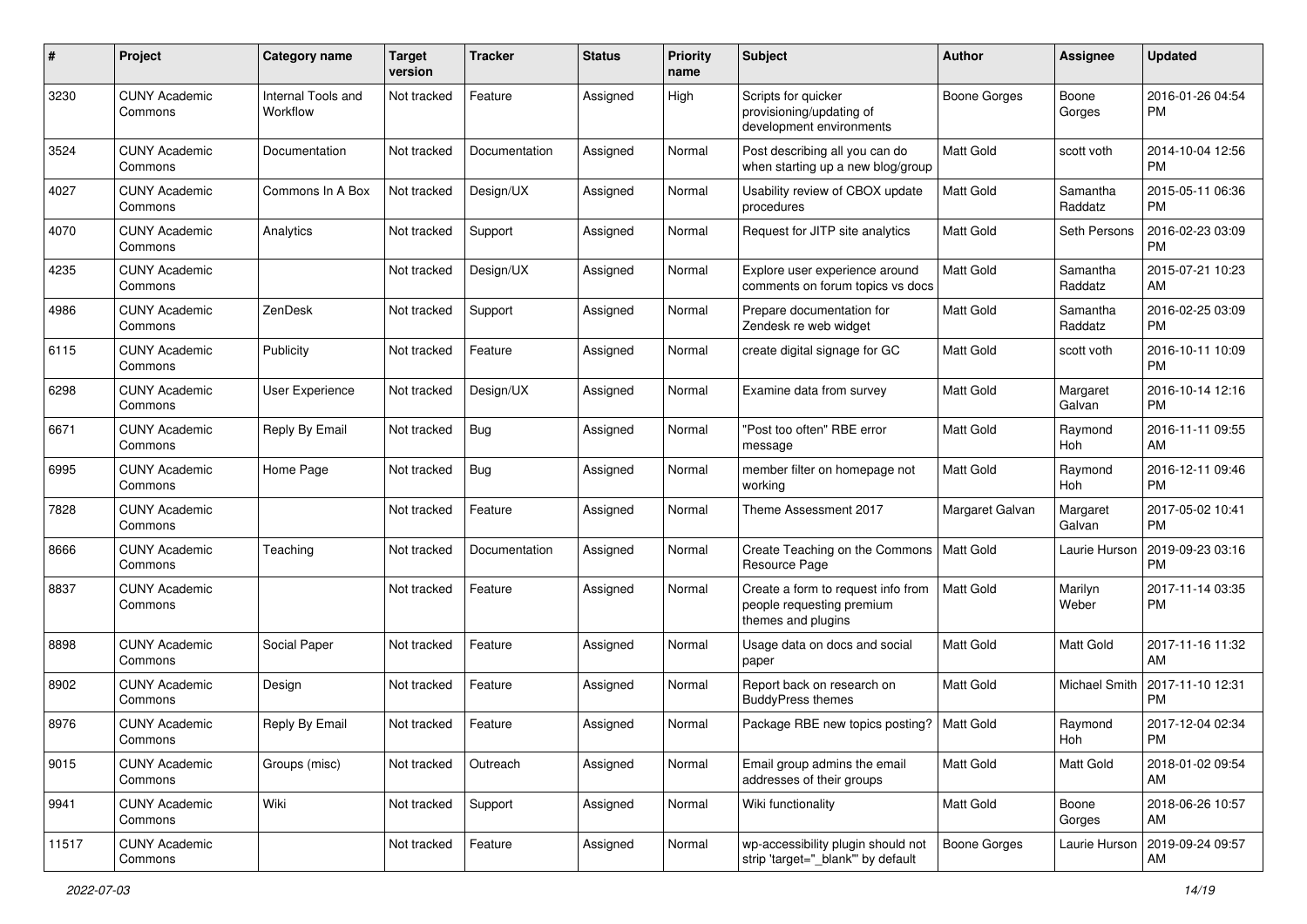| # | Project | Category name | Target version | Tracker | Status | Priority name | Subject | Author | Assignee | Updated |
|---|---|---|---|---|---|---|---|---|---|---|
| 3230 | CUNY Academic Commons | Internal Tools and Workflow | Not tracked | Feature | Assigned | High | Scripts for quicker provisioning/updating of development environments | Boone Gorges | Boone Gorges | 2016-01-26 04:54 PM |
| 3524 | CUNY Academic Commons | Documentation | Not tracked | Documentation | Assigned | Normal | Post describing all you can do when starting up a new blog/group | Matt Gold | scott voth | 2014-10-04 12:56 PM |
| 4027 | CUNY Academic Commons | Commons In A Box | Not tracked | Design/UX | Assigned | Normal | Usability review of CBOX update procedures | Matt Gold | Samantha Raddatz | 2015-05-11 06:36 PM |
| 4070 | CUNY Academic Commons | Analytics | Not tracked | Support | Assigned | Normal | Request for JITP site analytics | Matt Gold | Seth Persons | 2016-02-23 03:09 PM |
| 4235 | CUNY Academic Commons | | Not tracked | Design/UX | Assigned | Normal | Explore user experience around comments on forum topics vs docs | Matt Gold | Samantha Raddatz | 2015-07-21 10:23 AM |
| 4986 | CUNY Academic Commons | ZenDesk | Not tracked | Support | Assigned | Normal | Prepare documentation for Zendesk re web widget | Matt Gold | Samantha Raddatz | 2016-02-25 03:09 PM |
| 6115 | CUNY Academic Commons | Publicity | Not tracked | Feature | Assigned | Normal | create digital signage for GC | Matt Gold | scott voth | 2016-10-11 10:09 PM |
| 6298 | CUNY Academic Commons | User Experience | Not tracked | Design/UX | Assigned | Normal | Examine data from survey | Matt Gold | Margaret Galvan | 2016-10-14 12:16 PM |
| 6671 | CUNY Academic Commons | Reply By Email | Not tracked | Bug | Assigned | Normal | "Post too often" RBE error message | Matt Gold | Raymond Hoh | 2016-11-11 09:55 AM |
| 6995 | CUNY Academic Commons | Home Page | Not tracked | Bug | Assigned | Normal | member filter on homepage not working | Matt Gold | Raymond Hoh | 2016-12-11 09:46 PM |
| 7828 | CUNY Academic Commons | | Not tracked | Feature | Assigned | Normal | Theme Assessment 2017 | Margaret Galvan | Margaret Galvan | 2017-05-02 10:41 PM |
| 8666 | CUNY Academic Commons | Teaching | Not tracked | Documentation | Assigned | Normal | Create Teaching on the Commons Resource Page | Matt Gold | Laurie Hurson | 2019-09-23 03:16 PM |
| 8837 | CUNY Academic Commons | | Not tracked | Feature | Assigned | Normal | Create a form to request info from people requesting premium themes and plugins | Matt Gold | Marilyn Weber | 2017-11-14 03:35 PM |
| 8898 | CUNY Academic Commons | Social Paper | Not tracked | Feature | Assigned | Normal | Usage data on docs and social paper | Matt Gold | Matt Gold | 2017-11-16 11:32 AM |
| 8902 | CUNY Academic Commons | Design | Not tracked | Feature | Assigned | Normal | Report back on research on BuddyPress themes | Matt Gold | Michael Smith | 2017-11-10 12:31 PM |
| 8976 | CUNY Academic Commons | Reply By Email | Not tracked | Feature | Assigned | Normal | Package RBE new topics posting? | Matt Gold | Raymond Hoh | 2017-12-04 02:34 PM |
| 9015 | CUNY Academic Commons | Groups (misc) | Not tracked | Outreach | Assigned | Normal | Email group admins the email addresses of their groups | Matt Gold | Matt Gold | 2018-01-02 09:54 AM |
| 9941 | CUNY Academic Commons | Wiki | Not tracked | Support | Assigned | Normal | Wiki functionality | Matt Gold | Boone Gorges | 2018-06-26 10:57 AM |
| 11517 | CUNY Academic Commons | | Not tracked | Feature | Assigned | Normal | wp-accessibility plugin should not strip 'target="_blank"' by default | Boone Gorges | Laurie Hurson | 2019-09-24 09:57 AM |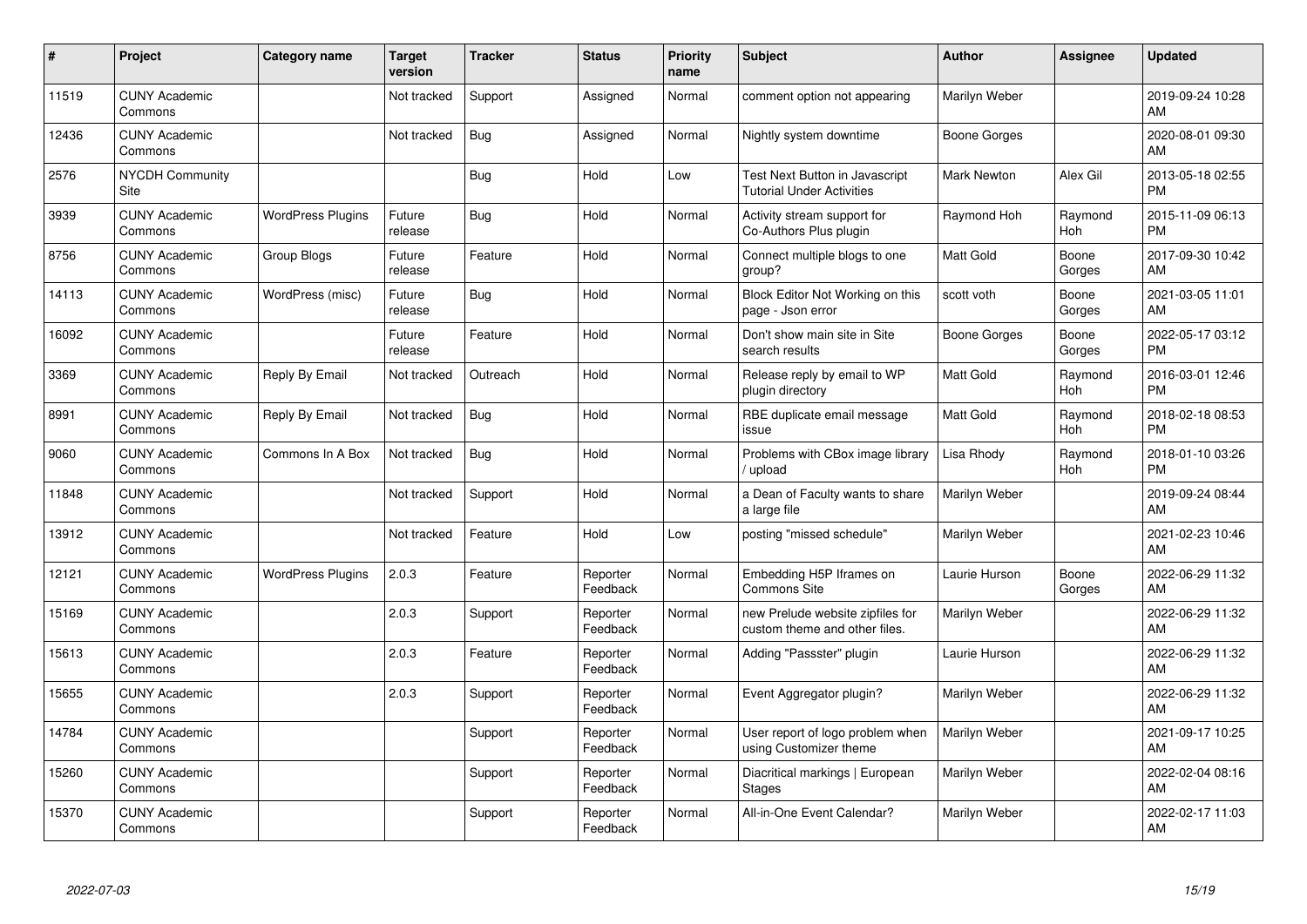| # | Project | Category name | Target version | Tracker | Status | Priority name | Subject | Author | Assignee | Updated |
|---|---|---|---|---|---|---|---|---|---|---|
| 11519 | CUNY Academic Commons | | Not tracked | Support | Assigned | Normal | comment option not appearing | Marilyn Weber | | 2019-09-24 10:28 AM |
| 12436 | CUNY Academic Commons | | Not tracked | Bug | Assigned | Normal | Nightly system downtime | Boone Gorges | | 2020-08-01 09:30 AM |
| 2576 | NYCDH Community Site | | | Bug | Hold | Low | Test Next Button in Javascript Tutorial Under Activities | Mark Newton | Alex Gil | 2013-05-18 02:55 PM |
| 3939 | CUNY Academic Commons | WordPress Plugins | Future release | Bug | Hold | Normal | Activity stream support for Co-Authors Plus plugin | Raymond Hoh | Raymond Hoh | 2015-11-09 06:13 PM |
| 8756 | CUNY Academic Commons | Group Blogs | Future release | Feature | Hold | Normal | Connect multiple blogs to one group? | Matt Gold | Boone Gorges | 2017-09-30 10:42 AM |
| 14113 | CUNY Academic Commons | WordPress (misc) | Future release | Bug | Hold | Normal | Block Editor Not Working on this page - Json error | scott voth | Boone Gorges | 2021-03-05 11:01 AM |
| 16092 | CUNY Academic Commons | | Future release | Feature | Hold | Normal | Don't show main site in Site search results | Boone Gorges | Boone Gorges | 2022-05-17 03:12 PM |
| 3369 | CUNY Academic Commons | Reply By Email | Not tracked | Outreach | Hold | Normal | Release reply by email to WP plugin directory | Matt Gold | Raymond Hoh | 2016-03-01 12:46 PM |
| 8991 | CUNY Academic Commons | Reply By Email | Not tracked | Bug | Hold | Normal | RBE duplicate email message issue | Matt Gold | Raymond Hoh | 2018-02-18 08:53 PM |
| 9060 | CUNY Academic Commons | Commons In A Box | Not tracked | Bug | Hold | Normal | Problems with CBox image library / upload | Lisa Rhody | Raymond Hoh | 2018-01-10 03:26 PM |
| 11848 | CUNY Academic Commons | | Not tracked | Support | Hold | Normal | a Dean of Faculty wants to share a large file | Marilyn Weber | | 2019-09-24 08:44 AM |
| 13912 | CUNY Academic Commons | | Not tracked | Feature | Hold | Low | posting "missed schedule" | Marilyn Weber | | 2021-02-23 10:46 AM |
| 12121 | CUNY Academic Commons | WordPress Plugins | 2.0.3 | Feature | Reporter Feedback | Normal | Embedding H5P Iframes on Commons Site | Laurie Hurson | Boone Gorges | 2022-06-29 11:32 AM |
| 15169 | CUNY Academic Commons | | 2.0.3 | Support | Reporter Feedback | Normal | new Prelude website zipfiles for custom theme and other files. | Marilyn Weber | | 2022-06-29 11:32 AM |
| 15613 | CUNY Academic Commons | | 2.0.3 | Feature | Reporter Feedback | Normal | Adding "Passster" plugin | Laurie Hurson | | 2022-06-29 11:32 AM |
| 15655 | CUNY Academic Commons | | 2.0.3 | Support | Reporter Feedback | Normal | Event Aggregator plugin? | Marilyn Weber | | 2022-06-29 11:32 AM |
| 14784 | CUNY Academic Commons | | | Support | Reporter Feedback | Normal | User report of logo problem when using Customizer theme | Marilyn Weber | | 2021-09-17 10:25 AM |
| 15260 | CUNY Academic Commons | | | Support | Reporter Feedback | Normal | Diacritical markings \| European Stages | Marilyn Weber | | 2022-02-04 08:16 AM |
| 15370 | CUNY Academic Commons | | | Support | Reporter Feedback | Normal | All-in-One Event Calendar? | Marilyn Weber | | 2022-02-17 11:03 AM |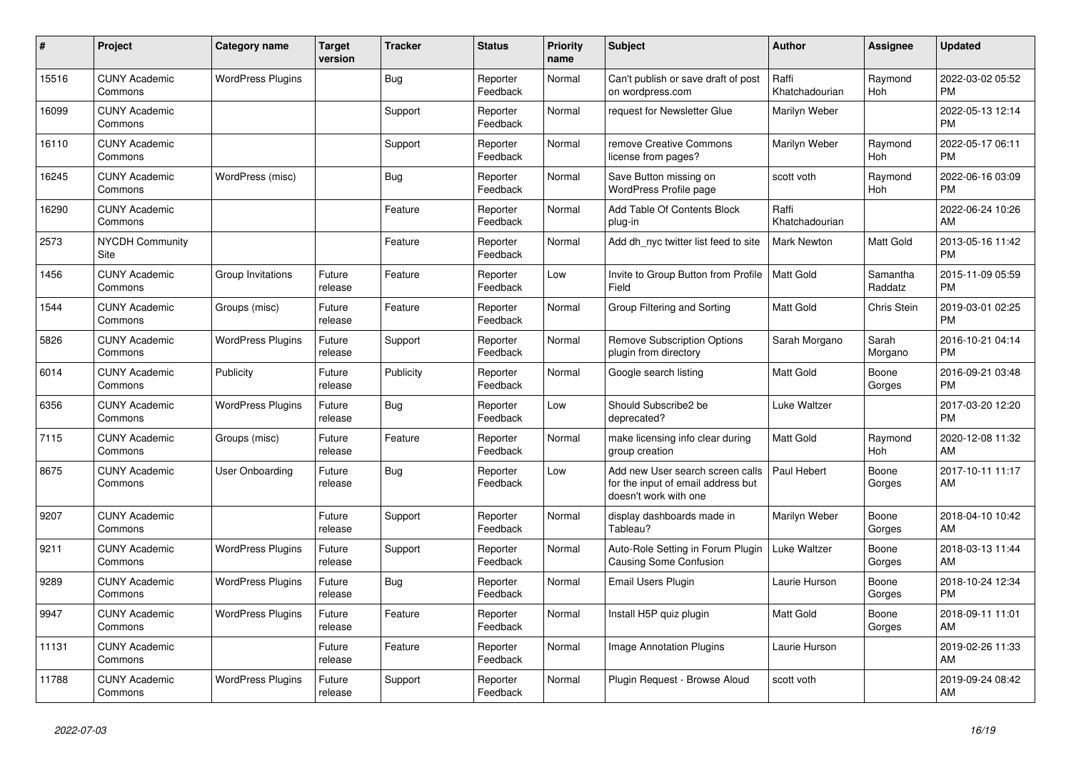| # | Project | Category name | Target version | Tracker | Status | Priority name | Subject | Author | Assignee | Updated |
|---|---|---|---|---|---|---|---|---|---|---|
| 15516 | CUNY Academic Commons | WordPress Plugins | | Bug | Reporter Feedback | Normal | Can't publish or save draft of post on wordpress.com | Raffi Khatchadourian | Raymond Hoh | 2022-03-02 05:52 PM |
| 16099 | CUNY Academic Commons | | | Support | Reporter Feedback | Normal | request for Newsletter Glue | Marilyn Weber | | 2022-05-13 12:14 PM |
| 16110 | CUNY Academic Commons | | | Support | Reporter Feedback | Normal | remove Creative Commons license from pages? | Marilyn Weber | Raymond Hoh | 2022-05-17 06:11 PM |
| 16245 | CUNY Academic Commons | WordPress (misc) | | Bug | Reporter Feedback | Normal | Save Button missing on WordPress Profile page | scott voth | Raymond Hoh | 2022-06-16 03:09 PM |
| 16290 | CUNY Academic Commons | | | Feature | Reporter Feedback | Normal | Add Table Of Contents Block plug-in | Raffi Khatchadourian | | 2022-06-24 10:26 AM |
| 2573 | NYCDH Community Site | | | Feature | Reporter Feedback | Normal | Add dh_nyc twitter list feed to site | Mark Newton | Matt Gold | 2013-05-16 11:42 PM |
| 1456 | CUNY Academic Commons | Group Invitations | Future release | Feature | Reporter Feedback | Low | Invite to Group Button from Profile Field | Matt Gold | Samantha Raddatz | 2015-11-09 05:59 PM |
| 1544 | CUNY Academic Commons | Groups (misc) | Future release | Feature | Reporter Feedback | Normal | Group Filtering and Sorting | Matt Gold | Chris Stein | 2019-03-01 02:25 PM |
| 5826 | CUNY Academic Commons | WordPress Plugins | Future release | Support | Reporter Feedback | Normal | Remove Subscription Options plugin from directory | Sarah Morgano | Sarah Morgano | 2016-10-21 04:14 PM |
| 6014 | CUNY Academic Commons | Publicity | Future release | Publicity | Reporter Feedback | Normal | Google search listing | Matt Gold | Boone Gorges | 2016-09-21 03:48 PM |
| 6356 | CUNY Academic Commons | WordPress Plugins | Future release | Bug | Reporter Feedback | Low | Should Subscribe2 be deprecated? | Luke Waltzer | | 2017-03-20 12:20 PM |
| 7115 | CUNY Academic Commons | Groups (misc) | Future release | Feature | Reporter Feedback | Normal | make licensing info clear during group creation | Matt Gold | Raymond Hoh | 2020-12-08 11:32 AM |
| 8675 | CUNY Academic Commons | User Onboarding | Future release | Bug | Reporter Feedback | Low | Add new User search screen calls for the input of email address but doesn't work with one | Paul Hebert | Boone Gorges | 2017-10-11 11:17 AM |
| 9207 | CUNY Academic Commons | | Future release | Support | Reporter Feedback | Normal | display dashboards made in Tableau? | Marilyn Weber | Boone Gorges | 2018-04-10 10:42 AM |
| 9211 | CUNY Academic Commons | WordPress Plugins | Future release | Support | Reporter Feedback | Normal | Auto-Role Setting in Forum Plugin Causing Some Confusion | Luke Waltzer | Boone Gorges | 2018-03-13 11:44 AM |
| 9289 | CUNY Academic Commons | WordPress Plugins | Future release | Bug | Reporter Feedback | Normal | Email Users Plugin | Laurie Hurson | Boone Gorges | 2018-10-24 12:34 PM |
| 9947 | CUNY Academic Commons | WordPress Plugins | Future release | Feature | Reporter Feedback | Normal | Install H5P quiz plugin | Matt Gold | Boone Gorges | 2018-09-11 11:01 AM |
| 11131 | CUNY Academic Commons | | Future release | Feature | Reporter Feedback | Normal | Image Annotation Plugins | Laurie Hurson | | 2019-02-26 11:33 AM |
| 11788 | CUNY Academic Commons | WordPress Plugins | Future release | Support | Reporter Feedback | Normal | Plugin Request - Browse Aloud | scott voth | | 2019-09-24 08:42 AM |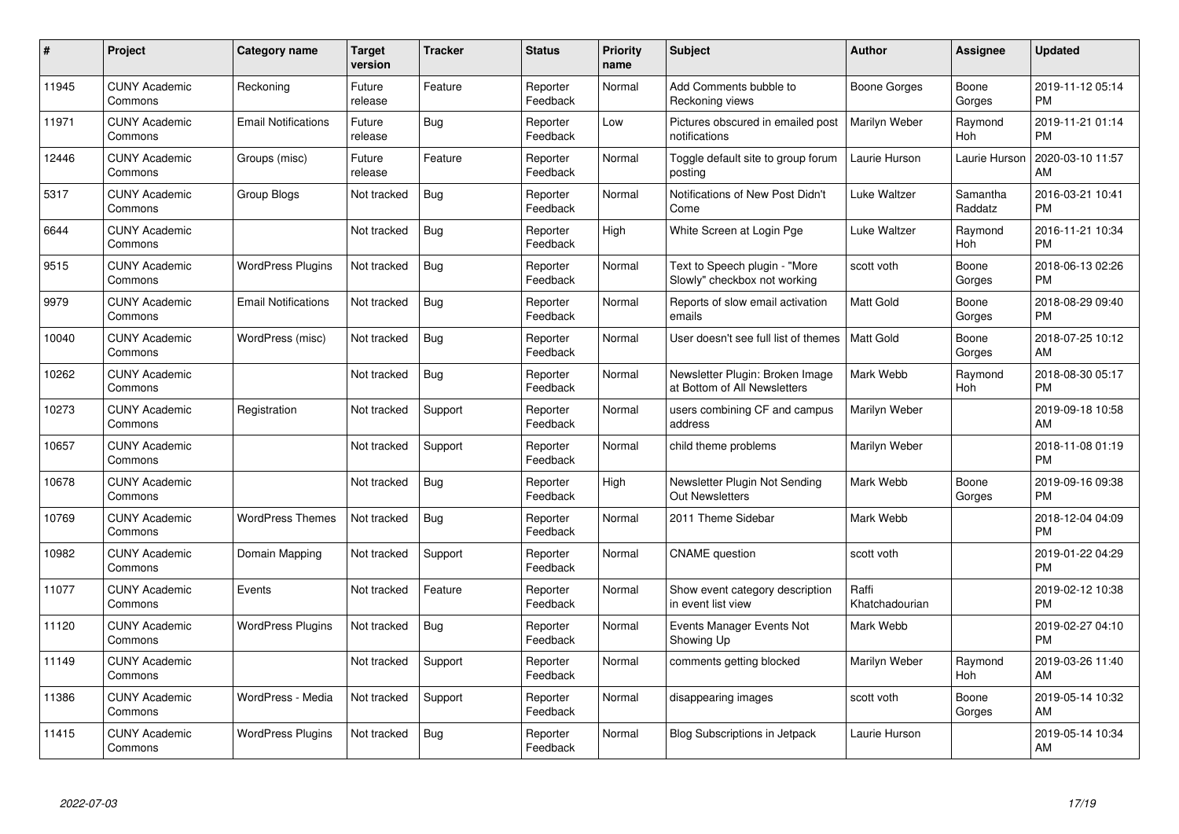| # | Project | Category name | Target version | Tracker | Status | Priority name | Subject | Author | Assignee | Updated |
|---|---|---|---|---|---|---|---|---|---|---|
| 11945 | CUNY Academic Commons | Reckoning | Future release | Feature | Reporter Feedback | Normal | Add Comments bubble to Reckoning views | Boone Gorges | Boone Gorges | 2019-11-12 05:14 PM |
| 11971 | CUNY Academic Commons | Email Notifications | Future release | Bug | Reporter Feedback | Low | Pictures obscured in emailed post notifications | Marilyn Weber | Raymond Hoh | 2019-11-21 01:14 PM |
| 12446 | CUNY Academic Commons | Groups (misc) | Future release | Feature | Reporter Feedback | Normal | Toggle default site to group forum posting | Laurie Hurson | Laurie Hurson | 2020-03-10 11:57 AM |
| 5317 | CUNY Academic Commons | Group Blogs | Not tracked | Bug | Reporter Feedback | Normal | Notifications of New Post Didn't Come | Luke Waltzer | Samantha Raddatz | 2016-03-21 10:41 PM |
| 6644 | CUNY Academic Commons | | Not tracked | Bug | Reporter Feedback | High | White Screen at Login Pge | Luke Waltzer | Raymond Hoh | 2016-11-21 10:34 PM |
| 9515 | CUNY Academic Commons | WordPress Plugins | Not tracked | Bug | Reporter Feedback | Normal | Text to Speech plugin - "More Slowly" checkbox not working | scott voth | Boone Gorges | 2018-06-13 02:26 PM |
| 9979 | CUNY Academic Commons | Email Notifications | Not tracked | Bug | Reporter Feedback | Normal | Reports of slow email activation emails | Matt Gold | Boone Gorges | 2018-08-29 09:40 PM |
| 10040 | CUNY Academic Commons | WordPress (misc) | Not tracked | Bug | Reporter Feedback | Normal | User doesn't see full list of themes | Matt Gold | Boone Gorges | 2018-07-25 10:12 AM |
| 10262 | CUNY Academic Commons | | Not tracked | Bug | Reporter Feedback | Normal | Newsletter Plugin: Broken Image at Bottom of All Newsletters | Mark Webb | Raymond Hoh | 2018-08-30 05:17 PM |
| 10273 | CUNY Academic Commons | Registration | Not tracked | Support | Reporter Feedback | Normal | users combining CF and campus address | Marilyn Weber | | 2019-09-18 10:58 AM |
| 10657 | CUNY Academic Commons | | Not tracked | Support | Reporter Feedback | Normal | child theme problems | Marilyn Weber | | 2018-11-08 01:19 PM |
| 10678 | CUNY Academic Commons | | Not tracked | Bug | Reporter Feedback | High | Newsletter Plugin Not Sending Out Newsletters | Mark Webb | Boone Gorges | 2019-09-16 09:38 PM |
| 10769 | CUNY Academic Commons | WordPress Themes | Not tracked | Bug | Reporter Feedback | Normal | 2011 Theme Sidebar | Mark Webb | | 2018-12-04 04:09 PM |
| 10982 | CUNY Academic Commons | Domain Mapping | Not tracked | Support | Reporter Feedback | Normal | CNAME question | scott voth | | 2019-01-22 04:29 PM |
| 11077 | CUNY Academic Commons | Events | Not tracked | Feature | Reporter Feedback | Normal | Show event category description in event list view | Raffi Khatchadourian | | 2019-02-12 10:38 PM |
| 11120 | CUNY Academic Commons | WordPress Plugins | Not tracked | Bug | Reporter Feedback | Normal | Events Manager Events Not Showing Up | Mark Webb | | 2019-02-27 04:10 PM |
| 11149 | CUNY Academic Commons | | Not tracked | Support | Reporter Feedback | Normal | comments getting blocked | Marilyn Weber | Raymond Hoh | 2019-03-26 11:40 AM |
| 11386 | CUNY Academic Commons | WordPress - Media | Not tracked | Support | Reporter Feedback | Normal | disappearing images | scott voth | Boone Gorges | 2019-05-14 10:32 AM |
| 11415 | CUNY Academic Commons | WordPress Plugins | Not tracked | Bug | Reporter Feedback | Normal | Blog Subscriptions in Jetpack | Laurie Hurson | | 2019-05-14 10:34 AM |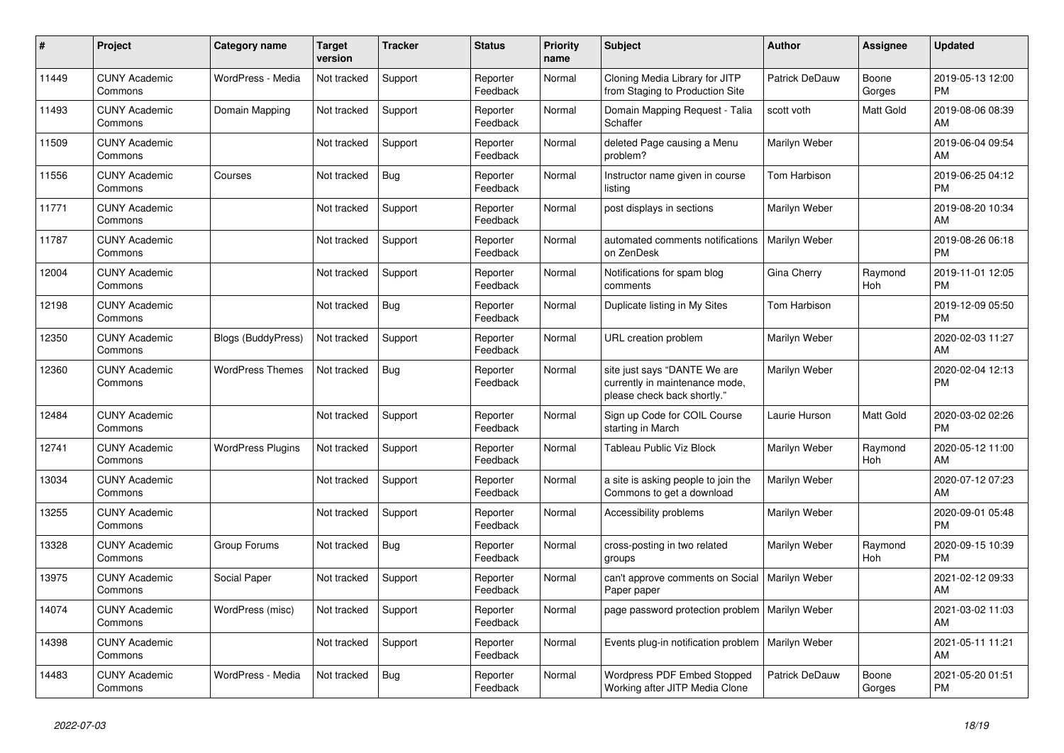| # | Project | Category name | Target version | Tracker | Status | Priority name | Subject | Author | Assignee | Updated |
|---|---|---|---|---|---|---|---|---|---|---|
| 11449 | CUNY Academic Commons | WordPress - Media | Not tracked | Support | Reporter Feedback | Normal | Cloning Media Library for JITP from Staging to Production Site | Patrick DeDauw | Boone Gorges | 2019-05-13 12:00 PM |
| 11493 | CUNY Academic Commons | Domain Mapping | Not tracked | Support | Reporter Feedback | Normal | Domain Mapping Request - Talia Schaffer | scott voth | Matt Gold | 2019-08-06 08:39 AM |
| 11509 | CUNY Academic Commons | | Not tracked | Support | Reporter Feedback | Normal | deleted Page causing a Menu problem? | Marilyn Weber | | 2019-06-04 09:54 AM |
| 11556 | CUNY Academic Commons | Courses | Not tracked | Bug | Reporter Feedback | Normal | Instructor name given in course listing | Tom Harbison | | 2019-06-25 04:12 PM |
| 11771 | CUNY Academic Commons | | Not tracked | Support | Reporter Feedback | Normal | post displays in sections | Marilyn Weber | | 2019-08-20 10:34 AM |
| 11787 | CUNY Academic Commons | | Not tracked | Support | Reporter Feedback | Normal | automated comments notifications on ZenDesk | Marilyn Weber | | 2019-08-26 06:18 PM |
| 12004 | CUNY Academic Commons | | Not tracked | Support | Reporter Feedback | Normal | Notifications for spam blog comments | Gina Cherry | Raymond Hoh | 2019-11-01 12:05 PM |
| 12198 | CUNY Academic Commons | | Not tracked | Bug | Reporter Feedback | Normal | Duplicate listing in My Sites | Tom Harbison | | 2019-12-09 05:50 PM |
| 12350 | CUNY Academic Commons | Blogs (BuddyPress) | Not tracked | Support | Reporter Feedback | Normal | URL creation problem | Marilyn Weber | | 2020-02-03 11:27 AM |
| 12360 | CUNY Academic Commons | WordPress Themes | Not tracked | Bug | Reporter Feedback | Normal | site just says "DANTE We are currently in maintenance mode, please check back shortly." | Marilyn Weber | | 2020-02-04 12:13 PM |
| 12484 | CUNY Academic Commons | | Not tracked | Support | Reporter Feedback | Normal | Sign up Code for COIL Course starting in March | Laurie Hurson | Matt Gold | 2020-03-02 02:26 PM |
| 12741 | CUNY Academic Commons | WordPress Plugins | Not tracked | Support | Reporter Feedback | Normal | Tableau Public Viz Block | Marilyn Weber | Raymond Hoh | 2020-05-12 11:00 AM |
| 13034 | CUNY Academic Commons | | Not tracked | Support | Reporter Feedback | Normal | a site is asking people to join the Commons to get a download | Marilyn Weber | | 2020-07-12 07:23 AM |
| 13255 | CUNY Academic Commons | | Not tracked | Support | Reporter Feedback | Normal | Accessibility problems | Marilyn Weber | | 2020-09-01 05:48 PM |
| 13328 | CUNY Academic Commons | Group Forums | Not tracked | Bug | Reporter Feedback | Normal | cross-posting in two related groups | Marilyn Weber | Raymond Hoh | 2020-09-15 10:39 PM |
| 13975 | CUNY Academic Commons | Social Paper | Not tracked | Support | Reporter Feedback | Normal | can't approve comments on Social Paper paper | Marilyn Weber | | 2021-02-12 09:33 AM |
| 14074 | CUNY Academic Commons | WordPress (misc) | Not tracked | Support | Reporter Feedback | Normal | page password protection problem | Marilyn Weber | | 2021-03-02 11:03 AM |
| 14398 | CUNY Academic Commons | | Not tracked | Support | Reporter Feedback | Normal | Events plug-in notification problem | Marilyn Weber | | 2021-05-11 11:21 AM |
| 14483 | CUNY Academic Commons | WordPress - Media | Not tracked | Bug | Reporter Feedback | Normal | Wordpress PDF Embed Stopped Working after JITP Media Clone | Patrick DeDauw | Boone Gorges | 2021-05-20 01:51 PM |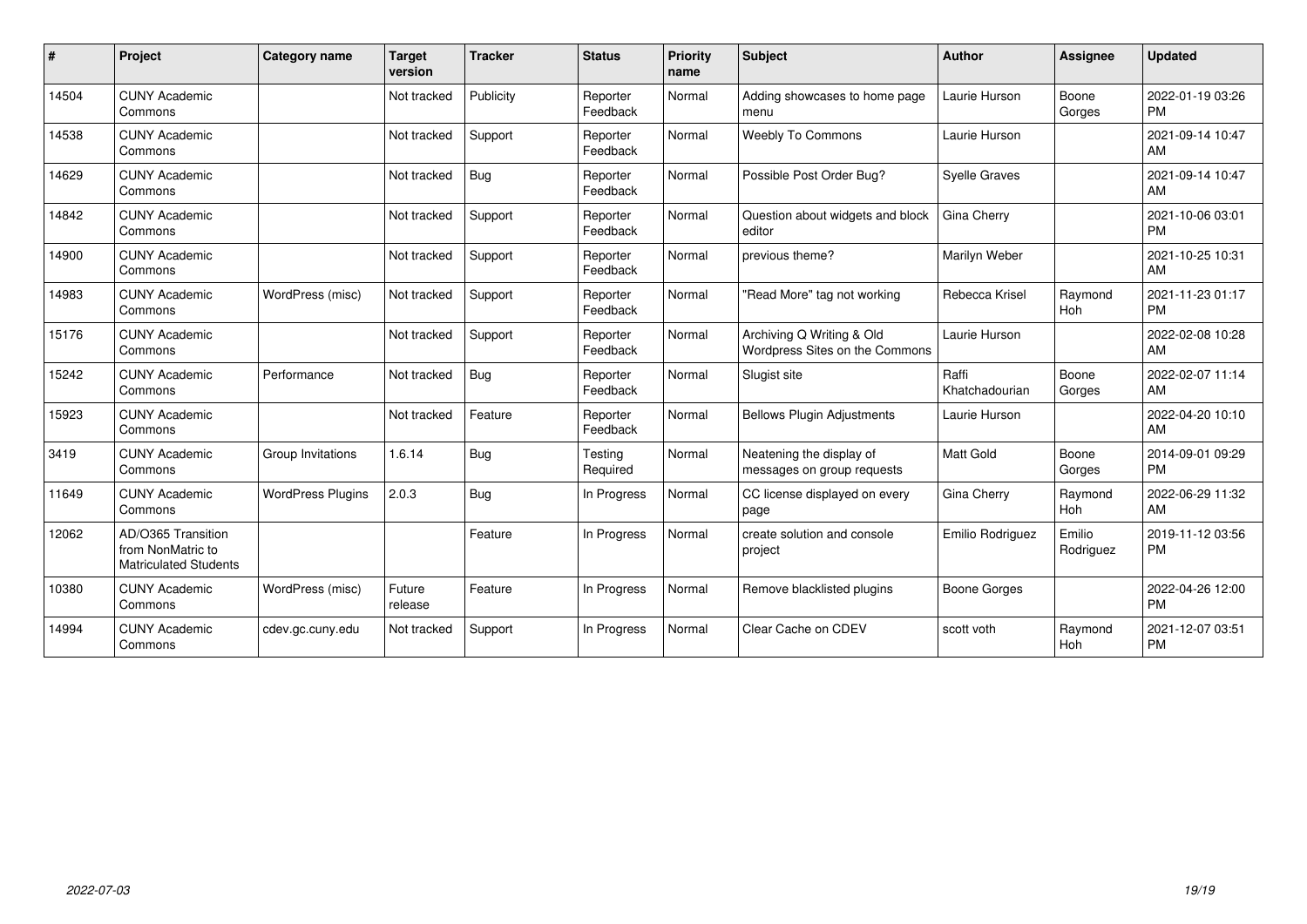| # | Project | Category name | Target version | Tracker | Status | Priority name | Subject | Author | Assignee | Updated |
|---|---|---|---|---|---|---|---|---|---|---|
| 14504 | CUNY Academic Commons | | Not tracked | Publicity | Reporter Feedback | Normal | Adding showcases to home page menu | Laurie Hurson | Boone Gorges | 2022-01-19 03:26 PM |
| 14538 | CUNY Academic Commons | | Not tracked | Support | Reporter Feedback | Normal | Weebly To Commons | Laurie Hurson | | 2021-09-14 10:47 AM |
| 14629 | CUNY Academic Commons | | Not tracked | Bug | Reporter Feedback | Normal | Possible Post Order Bug? | Syelle Graves | | 2021-09-14 10:47 AM |
| 14842 | CUNY Academic Commons | | Not tracked | Support | Reporter Feedback | Normal | Question about widgets and block editor | Gina Cherry | | 2021-10-06 03:01 PM |
| 14900 | CUNY Academic Commons | | Not tracked | Support | Reporter Feedback | Normal | previous theme? | Marilyn Weber | | 2021-10-25 10:31 AM |
| 14983 | CUNY Academic Commons | WordPress (misc) | Not tracked | Support | Reporter Feedback | Normal | "Read More" tag not working | Rebecca Krisel | Raymond Hoh | 2021-11-23 01:17 PM |
| 15176 | CUNY Academic Commons | | Not tracked | Support | Reporter Feedback | Normal | Archiving Q Writing & Old Wordpress Sites on the Commons | Laurie Hurson | | 2022-02-08 10:28 AM |
| 15242 | CUNY Academic Commons | Performance | Not tracked | Bug | Reporter Feedback | Normal | Slugist site | Raffi Khatchadourian | Boone Gorges | 2022-02-07 11:14 AM |
| 15923 | CUNY Academic Commons | | Not tracked | Feature | Reporter Feedback | Normal | Bellows Plugin Adjustments | Laurie Hurson | | 2022-04-20 10:10 AM |
| 3419 | CUNY Academic Commons | Group Invitations | 1.6.14 | Bug | Testing Required | Normal | Neatening the display of messages on group requests | Matt Gold | Boone Gorges | 2014-09-01 09:29 PM |
| 11649 | CUNY Academic Commons | WordPress Plugins | 2.0.3 | Bug | In Progress | Normal | CC license displayed on every page | Gina Cherry | Raymond Hoh | 2022-06-29 11:32 AM |
| 12062 | AD/O365 Transition from NonMatric to Matriculated Students | | | Feature | In Progress | Normal | create solution and console project | Emilio Rodriguez | Emilio Rodriguez | 2019-11-12 03:56 PM |
| 10380 | CUNY Academic Commons | WordPress (misc) | Future release | Feature | In Progress | Normal | Remove blacklisted plugins | Boone Gorges | | 2022-04-26 12:00 PM |
| 14994 | CUNY Academic Commons | cdev.gc.cuny.edu | Not tracked | Support | In Progress | Normal | Clear Cache on CDEV | scott voth | Raymond Hoh | 2021-12-07 03:51 PM |